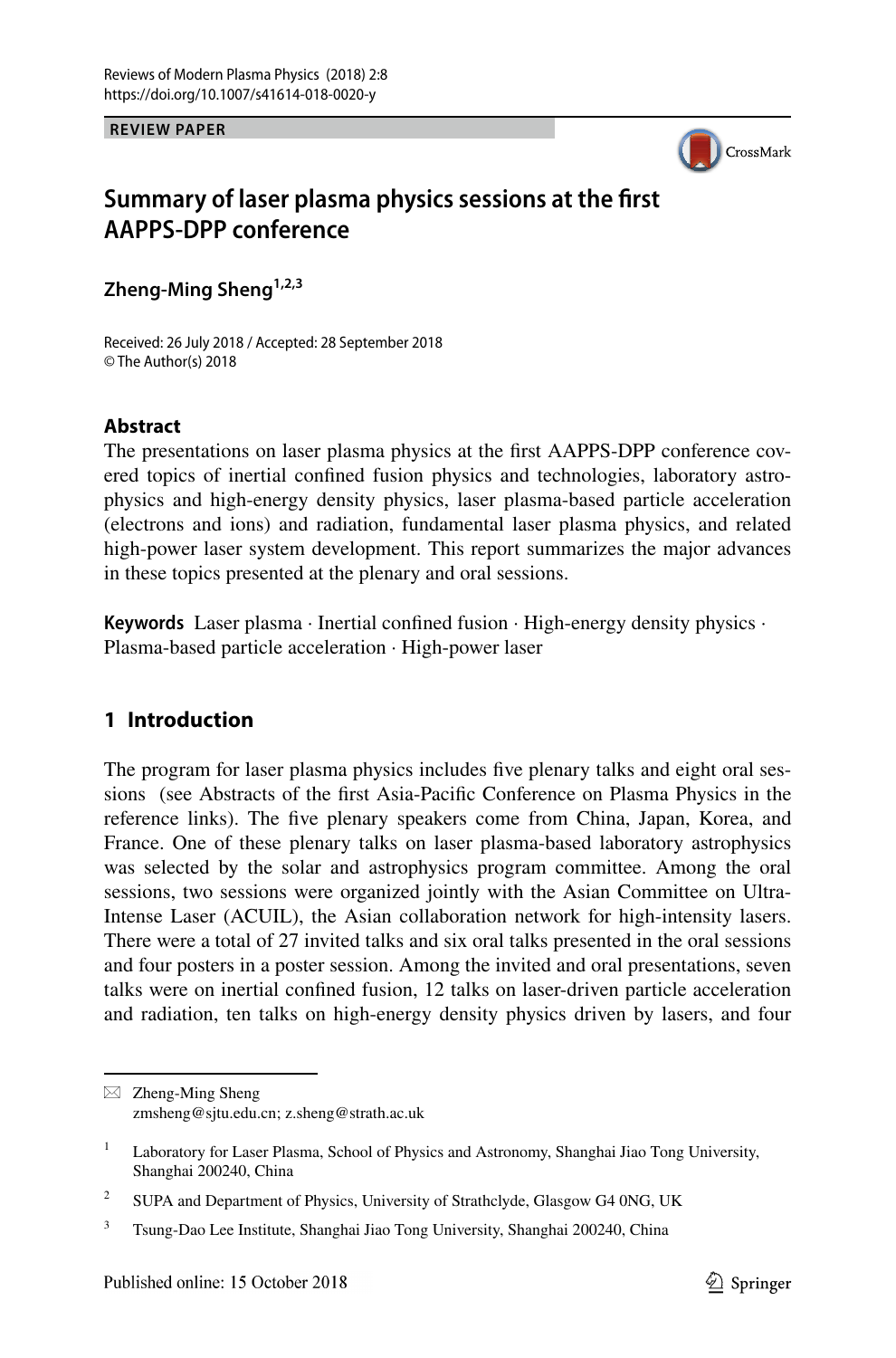**REVIEW PAPER**

# Summary of laser plasma physics sessions at the first AAPPS-DPP conference

**Zheng-Ming Sheng**[1,2,3]

Received: 26 July 2018 / Accepted: 28 September 2018
© The Author(s) 2018

## Abstract

The presentations on laser plasma physics at the first AAPPS-DPP conference covered topics of inertial confined fusion physics and technologies, laboratory astrophysics and high-energy density physics, laser plasma-based particle acceleration (electrons and ions) and radiation, fundamental laser plasma physics, and related high-power laser system development. This report summarizes the major advances in these topics presented at the plenary and oral sessions.

**Keywords** Laser plasma · Inertial confined fusion · High-energy density physics · Plasma-based particle acceleration · High-power laser

## 1 Introduction

The program for laser plasma physics includes five plenary talks and eight oral sessions (see Abstracts of the first Asia-Pacific Conference on Plasma Physics in the reference links). The five plenary speakers come from China, Japan, Korea, and France. One of these plenary talks on laser plasma-based laboratory astrophysics was selected by the solar and astrophysics program committee. Among the oral sessions, two sessions were organized jointly with the Asian Committee on Ultra-Intense Laser (ACUIL), the Asian collaboration network for high-intensity lasers. There were a total of 27 invited talks and six oral talks presented in the oral sessions and four posters in a poster session. Among the invited and oral presentations, seven talks were on inertial confined fusion, 12 talks on laser-driven particle acceleration and radiation, ten talks on high-energy density physics driven by lasers, and four

---

✉ Zheng-Ming Sheng
zmsheng@sjtu.edu.cn; z.sheng@strath.ac.uk

[1] Laboratory for Laser Plasma, School of Physics and Astronomy, Shanghai Jiao Tong University, Shanghai 200240, China

[2] SUPA and Department of Physics, University of Strathclyde, Glasgow G4 0NG, UK

[3] Tsung-Dao Lee Institute, Shanghai Jiao Tong University, Shanghai 200240, China

Published online: 15 October 2018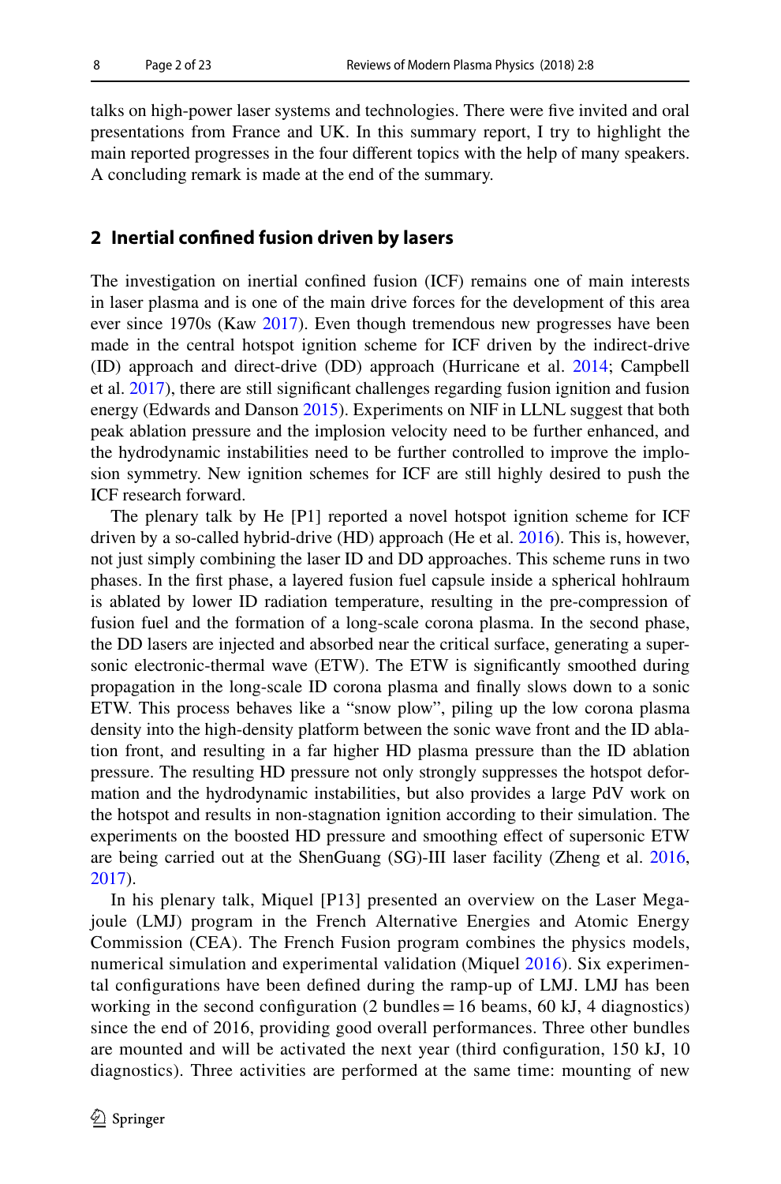talks on high-power laser systems and technologies. There were five invited and oral presentations from France and UK. In this summary report, I try to highlight the main reported progresses in the four different topics with the help of many speakers. A concluding remark is made at the end of the summary.

## 2 Inertial confined fusion driven by lasers

The investigation on inertial confined fusion (ICF) remains one of main interests in laser plasma and is one of the main drive forces for the development of this area ever since 1970s (Kaw 2017). Even though tremendous new progresses have been made in the central hotspot ignition scheme for ICF driven by the indirect-drive (ID) approach and direct-drive (DD) approach (Hurricane et al. 2014; Campbell et al. 2017), there are still significant challenges regarding fusion ignition and fusion energy (Edwards and Danson 2015). Experiments on NIF in LLNL suggest that both peak ablation pressure and the implosion velocity need to be further enhanced, and the hydrodynamic instabilities need to be further controlled to improve the implosion symmetry. New ignition schemes for ICF are still highly desired to push the ICF research forward.

The plenary talk by He [P1] reported a novel hotspot ignition scheme for ICF driven by a so-called hybrid-drive (HD) approach (He et al. 2016). This is, however, not just simply combining the laser ID and DD approaches. This scheme runs in two phases. In the first phase, a layered fusion fuel capsule inside a spherical hohlraum is ablated by lower ID radiation temperature, resulting in the pre-compression of fusion fuel and the formation of a long-scale corona plasma. In the second phase, the DD lasers are injected and absorbed near the critical surface, generating a supersonic electronic-thermal wave (ETW). The ETW is significantly smoothed during propagation in the long-scale ID corona plasma and finally slows down to a sonic ETW. This process behaves like a "snow plow", piling up the low corona plasma density into the high-density platform between the sonic wave front and the ID ablation front, and resulting in a far higher HD plasma pressure than the ID ablation pressure. The resulting HD pressure not only strongly suppresses the hotspot deformation and the hydrodynamic instabilities, but also provides a large PdV work on the hotspot and results in non-stagnation ignition according to their simulation. The experiments on the boosted HD pressure and smoothing effect of supersonic ETW are being carried out at the ShenGuang (SG)-III laser facility (Zheng et al. 2016, 2017).

In his plenary talk, Miquel [P13] presented an overview on the Laser Megajoule (LMJ) program in the French Alternative Energies and Atomic Energy Commission (CEA). The French Fusion program combines the physics models, numerical simulation and experimental validation (Miquel 2016). Six experimental configurations have been defined during the ramp-up of LMJ. LMJ has been working in the second configuration (2 bundles = 16 beams, 60 kJ, 4 diagnostics) since the end of 2016, providing good overall performances. Three other bundles are mounted and will be activated the next year (third configuration, 150 kJ, 10 diagnostics). Three activities are performed at the same time: mounting of new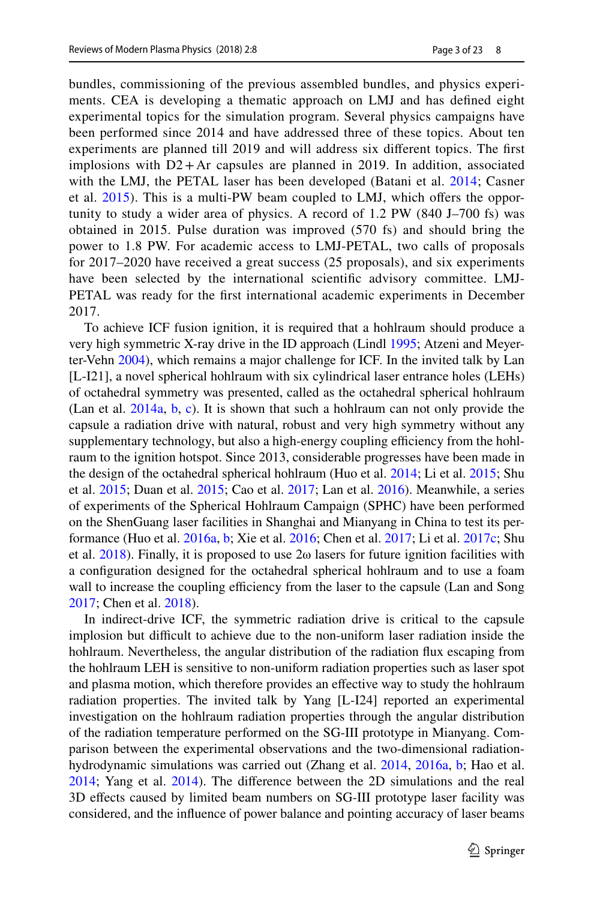bundles, commissioning of the previous assembled bundles, and physics experiments. CEA is developing a thematic approach on LMJ and has defined eight experimental topics for the simulation program. Several physics campaigns have been performed since 2014 and have addressed three of these topics. About ten experiments are planned till 2019 and will address six different topics. The first implosions with $D2+Ar$ capsules are planned in 2019. In addition, associated with the LMJ, the PETAL laser has been developed (Batani et al. 2014; Casner et al. 2015). This is a multi-PW beam coupled to LMJ, which offers the opportunity to study a wider area of physics. A record of 1.2 PW (840 J–700 fs) was obtained in 2015. Pulse duration was improved (570 fs) and should bring the power to 1.8 PW. For academic access to LMJ-PETAL, two calls of proposals for 2017–2020 have received a great success (25 proposals), and six experiments have been selected by the international scientific advisory committee. LMJ-PETAL was ready for the first international academic experiments in December 2017.

To achieve ICF fusion ignition, it is required that a hohlraum should produce a very high symmetric X-ray drive in the ID approach (Lindl 1995; Atzeni and Meyer-ter-Vehn 2004), which remains a major challenge for ICF. In the invited talk by Lan [L-I21], a novel spherical hohlraum with six cylindrical laser entrance holes (LEHs) of octahedral symmetry was presented, called as the octahedral spherical hohlraum (Lan et al. 2014a, b, c). It is shown that such a hohlraum can not only provide the capsule a radiation drive with natural, robust and very high symmetry without any supplementary technology, but also a high-energy coupling efficiency from the hohlraum to the ignition hotspot. Since 2013, considerable progresses have been made in the design of the octahedral spherical hohlraum (Huo et al. 2014; Li et al. 2015; Shu et al. 2015; Duan et al. 2015; Cao et al. 2017; Lan et al. 2016). Meanwhile, a series of experiments of the Spherical Hohlraum Campaign (SPHC) have been performed on the ShenGuang laser facilities in Shanghai and Mianyang in China to test its performance (Huo et al. 2016a, b; Xie et al. 2016; Chen et al. 2017; Li et al. 2017c; Shu et al. 2018). Finally, it is proposed to use 2ω lasers for future ignition facilities with a configuration designed for the octahedral spherical hohlraum and to use a foam wall to increase the coupling efficiency from the laser to the capsule (Lan and Song 2017; Chen et al. 2018).

In indirect-drive ICF, the symmetric radiation drive is critical to the capsule implosion but difficult to achieve due to the non-uniform laser radiation inside the hohlraum. Nevertheless, the angular distribution of the radiation flux escaping from the hohlraum LEH is sensitive to non-uniform radiation properties such as laser spot and plasma motion, which therefore provides an effective way to study the hohlraum radiation properties. The invited talk by Yang [L-I24] reported an experimental investigation on the hohlraum radiation properties through the angular distribution of the radiation temperature performed on the SG-III prototype in Mianyang. Comparison between the experimental observations and the two-dimensional radiation-hydrodynamic simulations was carried out (Zhang et al. 2014, 2016a, b; Hao et al. 2014; Yang et al. 2014). The difference between the 2D simulations and the real 3D effects caused by limited beam numbers on SG-III prototype laser facility was considered, and the influence of power balance and pointing accuracy of laser beams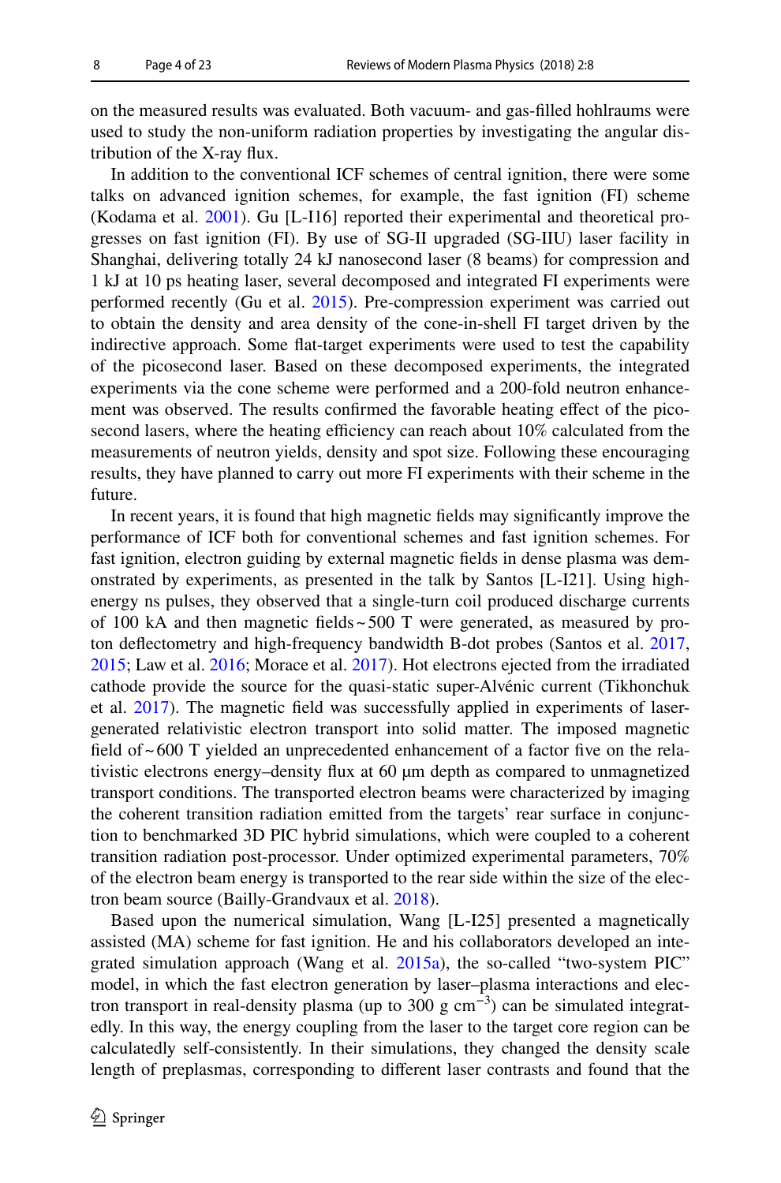on the measured results was evaluated. Both vacuum- and gas-filled hohlraums were used to study the non-uniform radiation properties by investigating the angular distribution of the X-ray flux.

In addition to the conventional ICF schemes of central ignition, there were some talks on advanced ignition schemes, for example, the fast ignition (FI) scheme (Kodama et al. 2001). Gu [L-I16] reported their experimental and theoretical progresses on fast ignition (FI). By use of SG-II upgraded (SG-IIU) laser facility in Shanghai, delivering totally 24 kJ nanosecond laser (8 beams) for compression and 1 kJ at 10 ps heating laser, several decomposed and integrated FI experiments were performed recently (Gu et al. 2015). Pre-compression experiment was carried out to obtain the density and area density of the cone-in-shell FI target driven by the indirective approach. Some flat-target experiments were used to test the capability of the picosecond laser. Based on these decomposed experiments, the integrated experiments via the cone scheme were performed and a 200-fold neutron enhancement was observed. The results confirmed the favorable heating effect of the picosecond lasers, where the heating efficiency can reach about 10% calculated from the measurements of neutron yields, density and spot size. Following these encouraging results, they have planned to carry out more FI experiments with their scheme in the future.

In recent years, it is found that high magnetic fields may significantly improve the performance of ICF both for conventional schemes and fast ignition schemes. For fast ignition, electron guiding by external magnetic fields in dense plasma was demonstrated by experiments, as presented in the talk by Santos [L-I21]. Using high-energy ns pulses, they observed that a single-turn coil produced discharge currents of 100 kA and then magnetic fields ~ 500 T were generated, as measured by proton deflectometry and high-frequency bandwidth B-dot probes (Santos et al. 2017, 2015; Law et al. 2016; Morace et al. 2017). Hot electrons ejected from the irradiated cathode provide the source for the quasi-static super-Alvénic current (Tikhonchuk et al. 2017). The magnetic field was successfully applied in experiments of laser-generated relativistic electron transport into solid matter. The imposed magnetic field of ~ 600 T yielded an unprecedented enhancement of a factor five on the relativistic electrons energy–density flux at 60 μm depth as compared to unmagnetized transport conditions. The transported electron beams were characterized by imaging the coherent transition radiation emitted from the targets' rear surface in conjunction to benchmarked 3D PIC hybrid simulations, which were coupled to a coherent transition radiation post-processor. Under optimized experimental parameters, 70% of the electron beam energy is transported to the rear side within the size of the electron beam source (Bailly-Grandvaux et al. 2018).

Based upon the numerical simulation, Wang [L-I25] presented a magnetically assisted (MA) scheme for fast ignition. He and his collaborators developed an integrated simulation approach (Wang et al. 2015a), the so-called "two-system PIC" model, in which the fast electron generation by laser–plasma interactions and electron transport in real-density plasma (up to 300 g cm$^{-3}$) can be simulated integratedly. In this way, the energy coupling from the laser to the target core region can be calculatedly self-consistently. In their simulations, they changed the density scale length of preplasmas, corresponding to different laser contrasts and found that the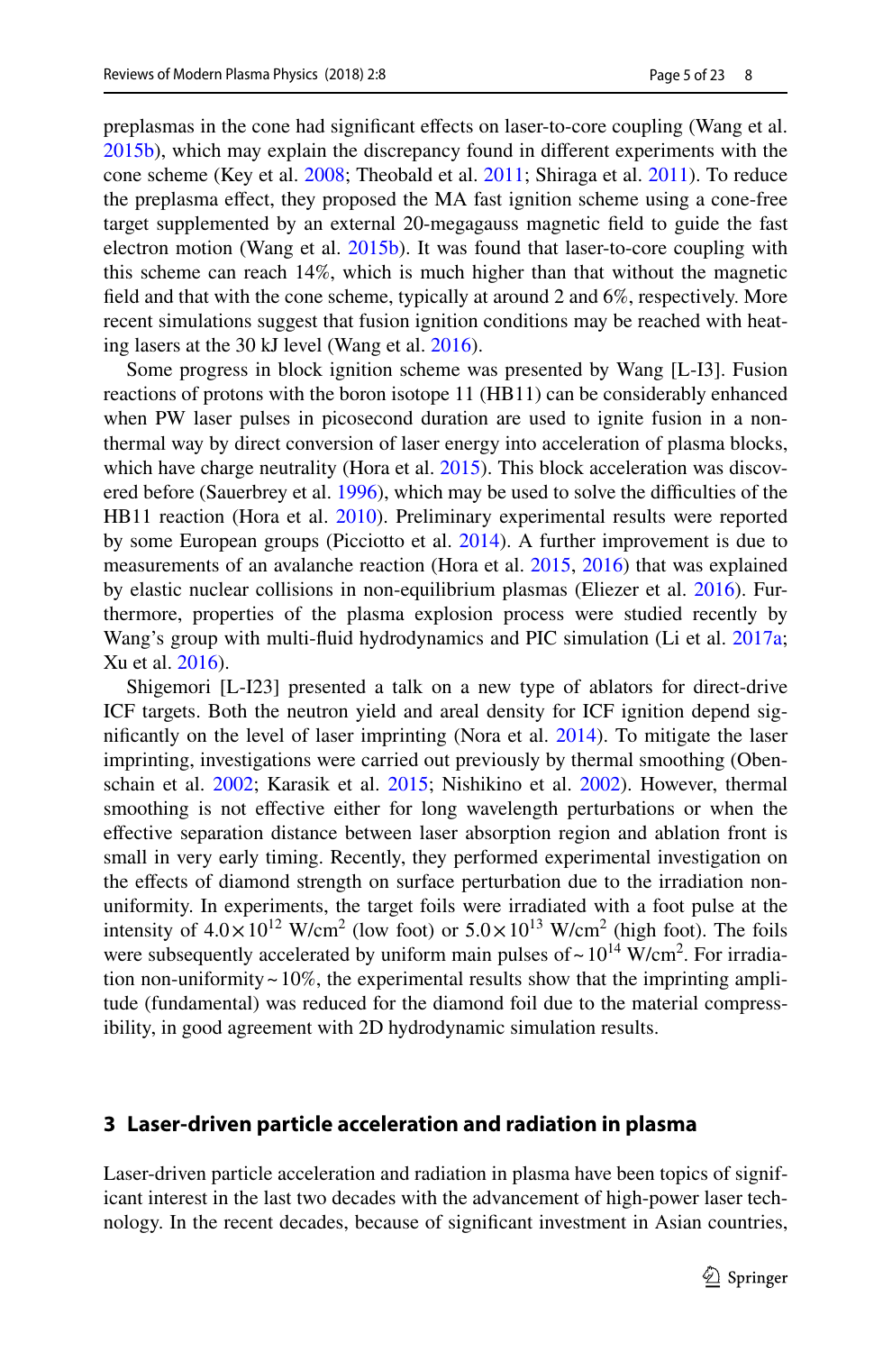preplasmas in the cone had significant effects on laser-to-core coupling (Wang et al. 2015b), which may explain the discrepancy found in different experiments with the cone scheme (Key et al. 2008; Theobald et al. 2011; Shiraga et al. 2011). To reduce the preplasma effect, they proposed the MA fast ignition scheme using a cone-free target supplemented by an external 20-megagauss magnetic field to guide the fast electron motion (Wang et al. 2015b). It was found that laser-to-core coupling with this scheme can reach 14%, which is much higher than that without the magnetic field and that with the cone scheme, typically at around 2 and 6%, respectively. More recent simulations suggest that fusion ignition conditions may be reached with heating lasers at the 30 kJ level (Wang et al. 2016).

Some progress in block ignition scheme was presented by Wang [L-I3]. Fusion reactions of protons with the boron isotope 11 (HB11) can be considerably enhanced when PW laser pulses in picosecond duration are used to ignite fusion in a non-thermal way by direct conversion of laser energy into acceleration of plasma blocks, which have charge neutrality (Hora et al. 2015). This block acceleration was discovered before (Sauerbrey et al. 1996), which may be used to solve the difficulties of the HB11 reaction (Hora et al. 2010). Preliminary experimental results were reported by some European groups (Picciotto et al. 2014). A further improvement is due to measurements of an avalanche reaction (Hora et al. 2015, 2016) that was explained by elastic nuclear collisions in non-equilibrium plasmas (Eliezer et al. 2016). Furthermore, properties of the plasma explosion process were studied recently by Wang's group with multi-fluid hydrodynamics and PIC simulation (Li et al. 2017a; Xu et al. 2016).

Shigemori [L-I23] presented a talk on a new type of ablators for direct-drive ICF targets. Both the neutron yield and areal density for ICF ignition depend significantly on the level of laser imprinting (Nora et al. 2014). To mitigate the laser imprinting, investigations were carried out previously by thermal smoothing (Obenschain et al. 2002; Karasik et al. 2015; Nishikino et al. 2002). However, thermal smoothing is not effective either for long wavelength perturbations or when the effective separation distance between laser absorption region and ablation front is small in very early timing. Recently, they performed experimental investigation on the effects of diamond strength on surface perturbation due to the irradiation non-uniformity. In experiments, the target foils were irradiated with a foot pulse at the intensity of $4.0\times10^{12}$ W/cm$^2$ (low foot) or $5.0\times10^{13}$ W/cm$^2$ (high foot). The foils were subsequently accelerated by uniform main pulses of ~ $10^{14}$ W/cm$^2$. For irradiation non-uniformity ~ 10%, the experimental results show that the imprinting amplitude (fundamental) was reduced for the diamond foil due to the material compressibility, in good agreement with 2D hydrodynamic simulation results.

## 3 Laser-driven particle acceleration and radiation in plasma

Laser-driven particle acceleration and radiation in plasma have been topics of significant interest in the last two decades with the advancement of high-power laser technology. In the recent decades, because of significant investment in Asian countries,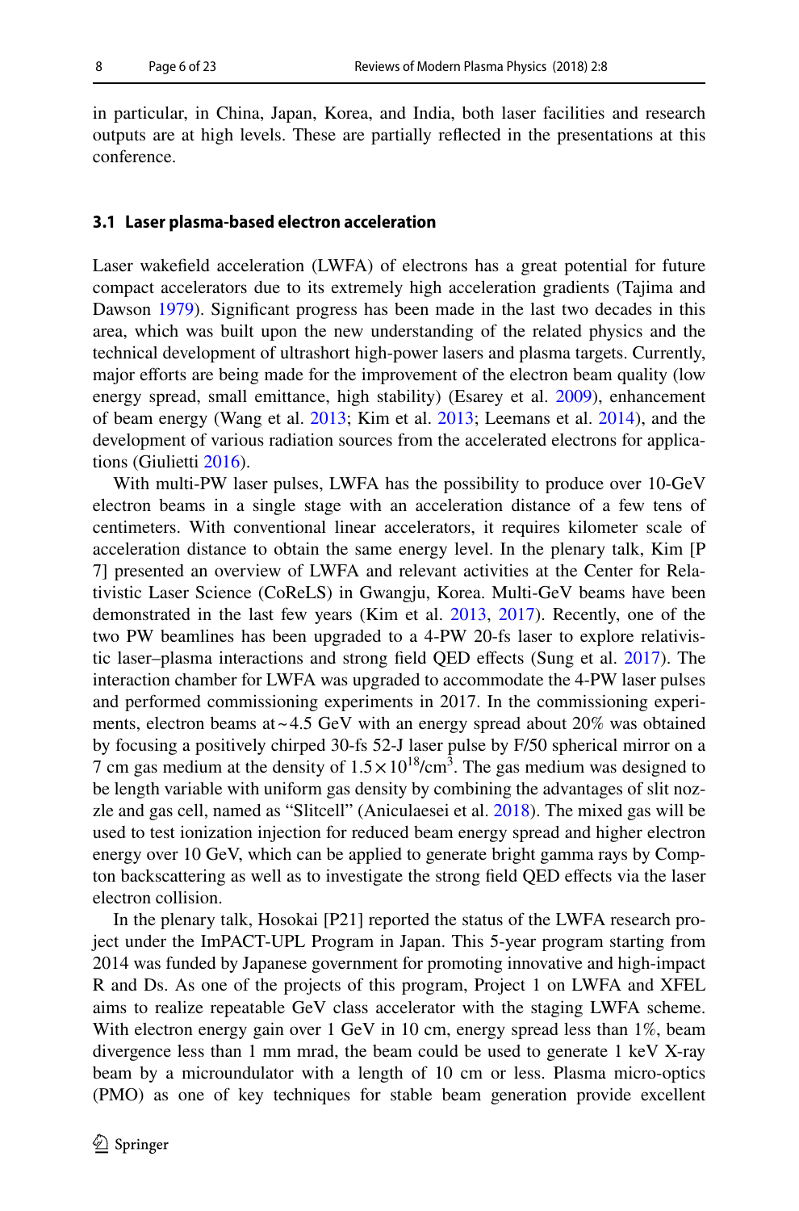in particular, in China, Japan, Korea, and India, both laser facilities and research outputs are at high levels. These are partially reflected in the presentations at this conference.

### 3.1 Laser plasma-based electron acceleration

Laser wakefield acceleration (LWFA) of electrons has a great potential for future compact accelerators due to its extremely high acceleration gradients (Tajima and Dawson 1979). Significant progress has been made in the last two decades in this area, which was built upon the new understanding of the related physics and the technical development of ultrashort high-power lasers and plasma targets. Currently, major efforts are being made for the improvement of the electron beam quality (low energy spread, small emittance, high stability) (Esarey et al. 2009), enhancement of beam energy (Wang et al. 2013; Kim et al. 2013; Leemans et al. 2014), and the development of various radiation sources from the accelerated electrons for applications (Giulietti 2016).

With multi-PW laser pulses, LWFA has the possibility to produce over 10-GeV electron beams in a single stage with an acceleration distance of a few tens of centimeters. With conventional linear accelerators, it requires kilometer scale of acceleration distance to obtain the same energy level. In the plenary talk, Kim [P 7] presented an overview of LWFA and relevant activities at the Center for Relativistic Laser Science (CoReLS) in Gwangju, Korea. Multi-GeV beams have been demonstrated in the last few years (Kim et al. 2013, 2017). Recently, one of the two PW beamlines has been upgraded to a 4-PW 20-fs laser to explore relativistic laser–plasma interactions and strong field QED effects (Sung et al. 2017). The interaction chamber for LWFA was upgraded to accommodate the 4-PW laser pulses and performed commissioning experiments in 2017. In the commissioning experiments, electron beams at ~ 4.5 GeV with an energy spread about 20% was obtained by focusing a positively chirped 30-fs 52-J laser pulse by F/50 spherical mirror on a 7 cm gas medium at the density of $1.5 \times 10^{18}/\text{cm}^3$. The gas medium was designed to be length variable with uniform gas density by combining the advantages of slit nozzle and gas cell, named as "Slitcell" (Aniculaesei et al. 2018). The mixed gas will be used to test ionization injection for reduced beam energy spread and higher electron energy over 10 GeV, which can be applied to generate bright gamma rays by Compton backscattering as well as to investigate the strong field QED effects via the laser electron collision.

In the plenary talk, Hosokai [P21] reported the status of the LWFA research project under the ImPACT-UPL Program in Japan. This 5-year program starting from 2014 was funded by Japanese government for promoting innovative and high-impact R and Ds. As one of the projects of this program, Project 1 on LWFA and XFEL aims to realize repeatable GeV class accelerator with the staging LWFA scheme. With electron energy gain over 1 GeV in 10 cm, energy spread less than 1%, beam divergence less than 1 mm mrad, the beam could be used to generate 1 keV X-ray beam by a microundulator with a length of 10 cm or less. Plasma micro-optics (PMO) as one of key techniques for stable beam generation provide excellent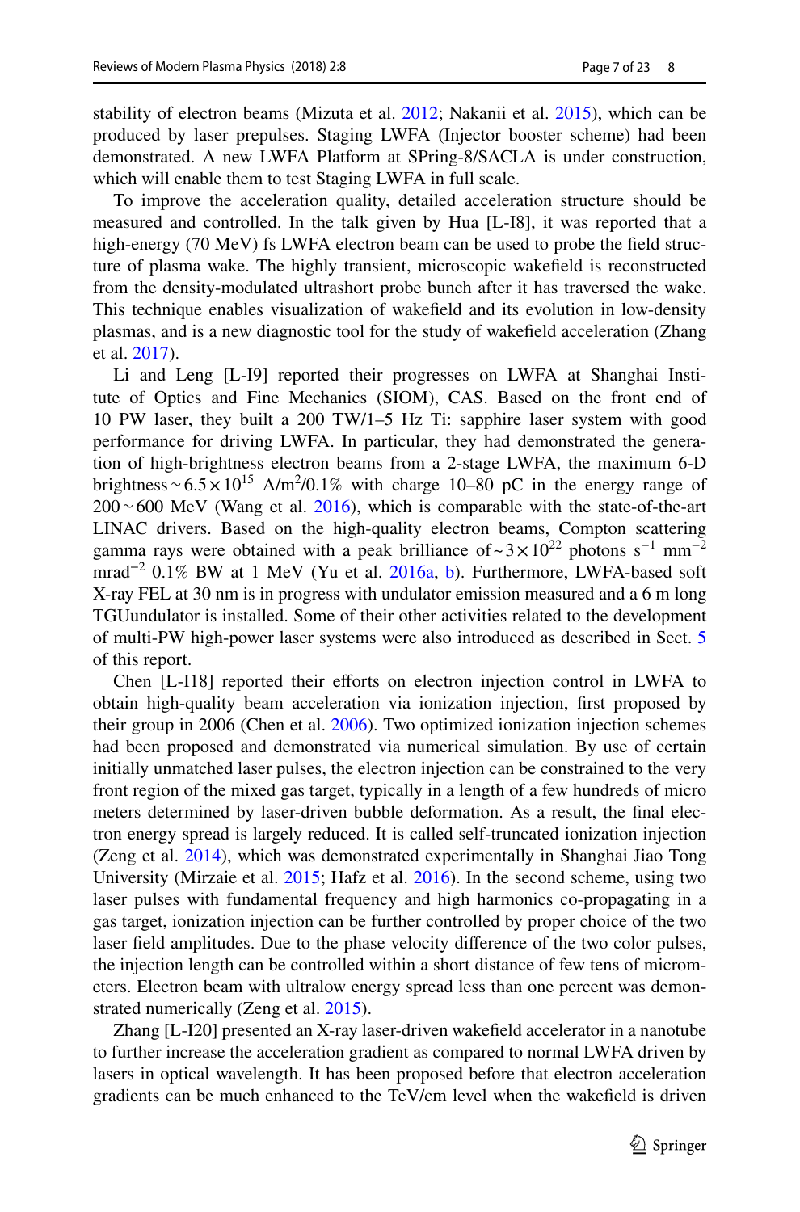stability of electron beams (Mizuta et al. 2012; Nakanii et al. 2015), which can be produced by laser prepulses. Staging LWFA (Injector booster scheme) had been demonstrated. A new LWFA Platform at SPring-8/SACLA is under construction, which will enable them to test Staging LWFA in full scale.

To improve the acceleration quality, detailed acceleration structure should be measured and controlled. In the talk given by Hua [L-I8], it was reported that a high-energy (70 MeV) fs LWFA electron beam can be used to probe the field structure of plasma wake. The highly transient, microscopic wakefield is reconstructed from the density-modulated ultrashort probe bunch after it has traversed the wake. This technique enables visualization of wakefield and its evolution in low-density plasmas, and is a new diagnostic tool for the study of wakefield acceleration (Zhang et al. 2017).

Li and Leng [L-I9] reported their progresses on LWFA at Shanghai Institute of Optics and Fine Mechanics (SIOM), CAS. Based on the front end of 10 PW laser, they built a 200 TW/1–5 Hz Ti: sapphire laser system with good performance for driving LWFA. In particular, they had demonstrated the generation of high-brightness electron beams from a 2-stage LWFA, the maximum 6-D brightness $\sim 6.5 \times 10^{15}$ A/m$^2$/0.1% with charge 10–80 pC in the energy range of $200 \sim 600$ MeV (Wang et al. 2016), which is comparable with the state-of-the-art LINAC drivers. Based on the high-quality electron beams, Compton scattering gamma rays were obtained with a peak brilliance of $\sim 3 \times 10^{22}$ photons s$^{-1}$ mm$^{-2}$ mrad$^{-2}$ 0.1% BW at 1 MeV (Yu et al. 2016a, b). Furthermore, LWFA-based soft X-ray FEL at 30 nm is in progress with undulator emission measured and a 6 m long TGUundulator is installed. Some of their other activities related to the development of multi-PW high-power laser systems were also introduced as described in Sect. 5 of this report.

Chen [L-I18] reported their efforts on electron injection control in LWFA to obtain high-quality beam acceleration via ionization injection, first proposed by their group in 2006 (Chen et al. 2006). Two optimized ionization injection schemes had been proposed and demonstrated via numerical simulation. By use of certain initially unmatched laser pulses, the electron injection can be constrained to the very front region of the mixed gas target, typically in a length of a few hundreds of micro meters determined by laser-driven bubble deformation. As a result, the final electron energy spread is largely reduced. It is called self-truncated ionization injection (Zeng et al. 2014), which was demonstrated experimentally in Shanghai Jiao Tong University (Mirzaie et al. 2015; Hafz et al. 2016). In the second scheme, using two laser pulses with fundamental frequency and high harmonics co-propagating in a gas target, ionization injection can be further controlled by proper choice of the two laser field amplitudes. Due to the phase velocity difference of the two color pulses, the injection length can be controlled within a short distance of few tens of micrometers. Electron beam with ultralow energy spread less than one percent was demonstrated numerically (Zeng et al. 2015).

Zhang [L-I20] presented an X-ray laser-driven wakefield accelerator in a nanotube to further increase the acceleration gradient as compared to normal LWFA driven by lasers in optical wavelength. It has been proposed before that electron acceleration gradients can be much enhanced to the TeV/cm level when the wakefield is driven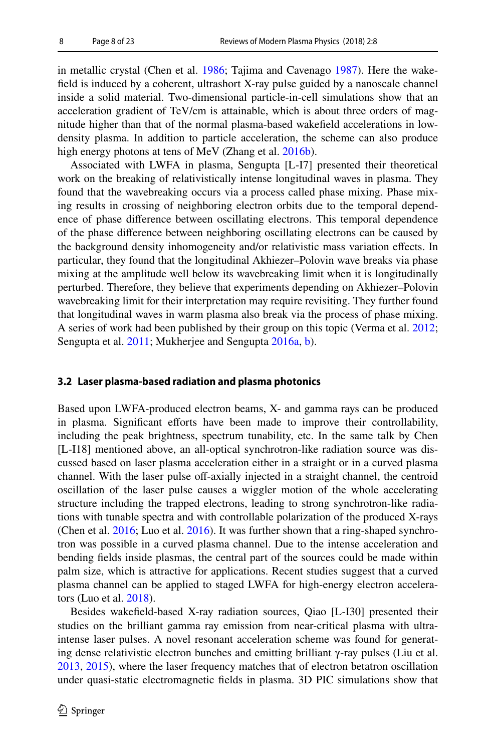in metallic crystal (Chen et al. 1986; Tajima and Cavenago 1987). Here the wakefield is induced by a coherent, ultrashort X-ray pulse guided by a nanoscale channel inside a solid material. Two-dimensional particle-in-cell simulations show that an acceleration gradient of TeV/cm is attainable, which is about three orders of magnitude higher than that of the normal plasma-based wakefield accelerations in low-density plasma. In addition to particle acceleration, the scheme can also produce high energy photons at tens of MeV (Zhang et al. 2016b).

Associated with LWFA in plasma, Sengupta [L-I7] presented their theoretical work on the breaking of relativistically intense longitudinal waves in plasma. They found that the wavebreaking occurs via a process called phase mixing. Phase mixing results in crossing of neighboring electron orbits due to the temporal dependence of phase difference between oscillating electrons. This temporal dependence of the phase difference between neighboring oscillating electrons can be caused by the background density inhomogeneity and/or relativistic mass variation effects. In particular, they found that the longitudinal Akhiezer–Polovin wave breaks via phase mixing at the amplitude well below its wavebreaking limit when it is longitudinally perturbed. Therefore, they believe that experiments depending on Akhiezer–Polovin wavebreaking limit for their interpretation may require revisiting. They further found that longitudinal waves in warm plasma also break via the process of phase mixing. A series of work had been published by their group on this topic (Verma et al. 2012; Sengupta et al. 2011; Mukherjee and Sengupta 2016a, b).

### 3.2 Laser plasma-based radiation and plasma photonics

Based upon LWFA-produced electron beams, X- and gamma rays can be produced in plasma. Significant efforts have been made to improve their controllability, including the peak brightness, spectrum tunability, etc. In the same talk by Chen [L-I18] mentioned above, an all-optical synchrotron-like radiation source was discussed based on laser plasma acceleration either in a straight or in a curved plasma channel. With the laser pulse off-axially injected in a straight channel, the centroid oscillation of the laser pulse causes a wiggler motion of the whole accelerating structure including the trapped electrons, leading to strong synchrotron-like radiations with tunable spectra and with controllable polarization of the produced X-rays (Chen et al. 2016; Luo et al. 2016). It was further shown that a ring-shaped synchrotron was possible in a curved plasma channel. Due to the intense acceleration and bending fields inside plasmas, the central part of the sources could be made within palm size, which is attractive for applications. Recent studies suggest that a curved plasma channel can be applied to staged LWFA for high-energy electron accelerators (Luo et al. 2018).

Besides wakefield-based X-ray radiation sources, Qiao [L-I30] presented their studies on the brilliant gamma ray emission from near-critical plasma with ultra-intense laser pulses. A novel resonant acceleration scheme was found for generating dense relativistic electron bunches and emitting brilliant γ-ray pulses (Liu et al. 2013, 2015), where the laser frequency matches that of electron betatron oscillation under quasi-static electromagnetic fields in plasma. 3D PIC simulations show that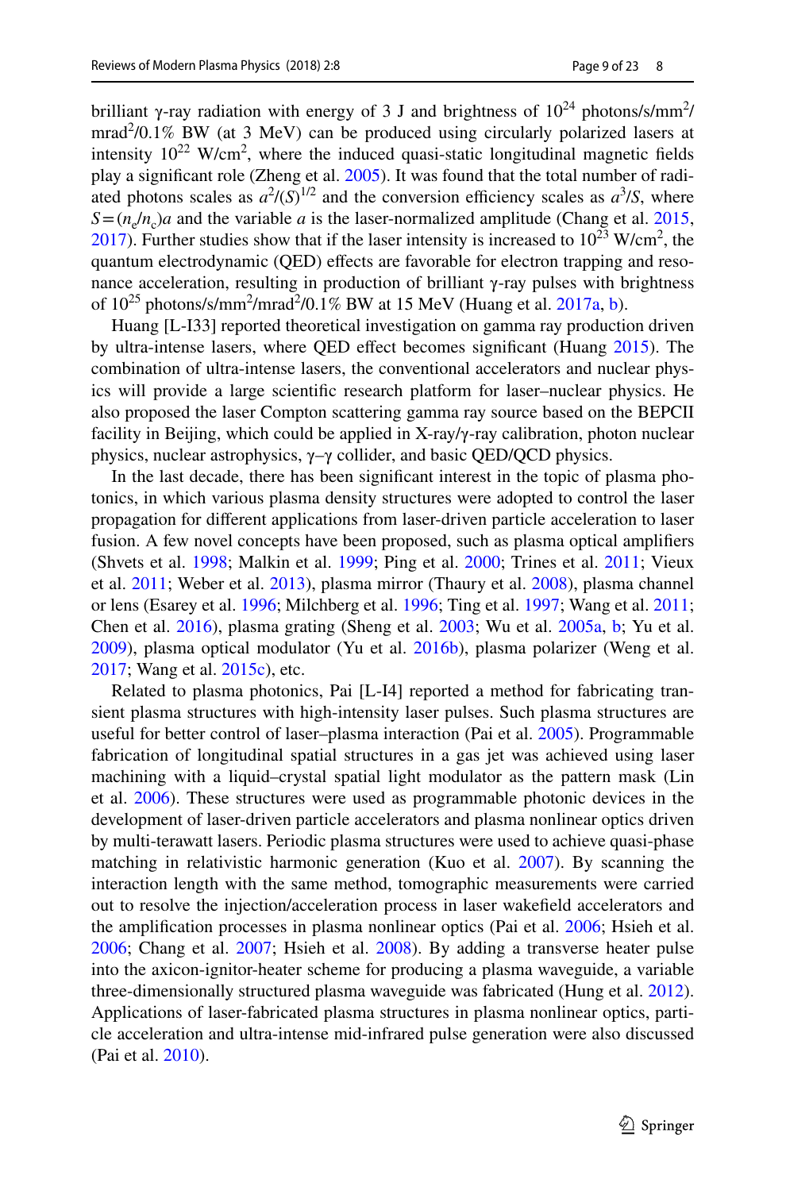brilliant γ-ray radiation with energy of 3 J and brightness of $10^{24}$ photons/s/mm$^2$/mrad$^2$/0.1% BW (at 3 MeV) can be produced using circularly polarized lasers at intensity $10^{22}$ W/cm$^2$, where the induced quasi-static longitudinal magnetic fields play a significant role (Zheng et al. 2005). It was found that the total number of radiated photons scales as $a^2/(S)^{1/2}$ and the conversion efficiency scales as $a^3/S$, where $S=(n_e/n_c)a$ and the variable $a$ is the laser-normalized amplitude (Chang et al. 2015, 2017). Further studies show that if the laser intensity is increased to $10^{23}$ W/cm$^2$, the quantum electrodynamic (QED) effects are favorable for electron trapping and resonance acceleration, resulting in production of brilliant γ-ray pulses with brightness of $10^{25}$ photons/s/mm$^2$/mrad$^2$/0.1% BW at 15 MeV (Huang et al. 2017a, b).

Huang [L-I33] reported theoretical investigation on gamma ray production driven by ultra-intense lasers, where QED effect becomes significant (Huang 2015). The combination of ultra-intense lasers, the conventional accelerators and nuclear physics will provide a large scientific research platform for laser–nuclear physics. He also proposed the laser Compton scattering gamma ray source based on the BEPCII facility in Beijing, which could be applied in X-ray/γ-ray calibration, photon nuclear physics, nuclear astrophysics, γ–γ collider, and basic QED/QCD physics.

In the last decade, there has been significant interest in the topic of plasma photonics, in which various plasma density structures were adopted to control the laser propagation for different applications from laser-driven particle acceleration to laser fusion. A few novel concepts have been proposed, such as plasma optical amplifiers (Shvets et al. 1998; Malkin et al. 1999; Ping et al. 2000; Trines et al. 2011; Vieux et al. 2011; Weber et al. 2013), plasma mirror (Thaury et al. 2008), plasma channel or lens (Esarey et al. 1996; Milchberg et al. 1996; Ting et al. 1997; Wang et al. 2011; Chen et al. 2016), plasma grating (Sheng et al. 2003; Wu et al. 2005a, b; Yu et al. 2009), plasma optical modulator (Yu et al. 2016b), plasma polarizer (Weng et al. 2017; Wang et al. 2015c), etc.

Related to plasma photonics, Pai [L-I4] reported a method for fabricating transient plasma structures with high-intensity laser pulses. Such plasma structures are useful for better control of laser–plasma interaction (Pai et al. 2005). Programmable fabrication of longitudinal spatial structures in a gas jet was achieved using laser machining with a liquid–crystal spatial light modulator as the pattern mask (Lin et al. 2006). These structures were used as programmable photonic devices in the development of laser-driven particle accelerators and plasma nonlinear optics driven by multi-terawatt lasers. Periodic plasma structures were used to achieve quasi-phase matching in relativistic harmonic generation (Kuo et al. 2007). By scanning the interaction length with the same method, tomographic measurements were carried out to resolve the injection/acceleration process in laser wakefield accelerators and the amplification processes in plasma nonlinear optics (Pai et al. 2006; Hsieh et al. 2006; Chang et al. 2007; Hsieh et al. 2008). By adding a transverse heater pulse into the axicon-ignitor-heater scheme for producing a plasma waveguide, a variable three-dimensionally structured plasma waveguide was fabricated (Hung et al. 2012). Applications of laser-fabricated plasma structures in plasma nonlinear optics, particle acceleration and ultra-intense mid-infrared pulse generation were also discussed (Pai et al. 2010).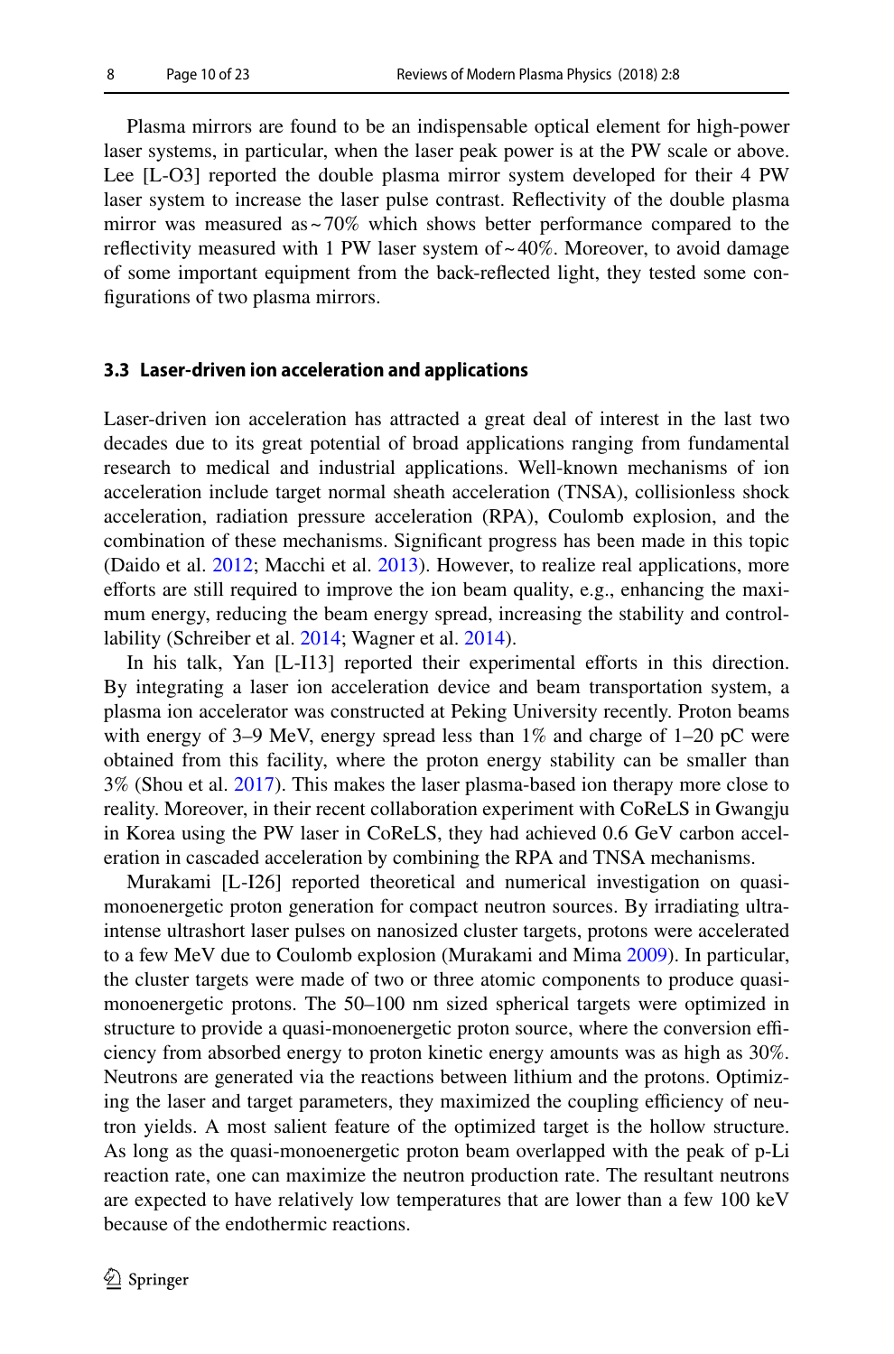Plasma mirrors are found to be an indispensable optical element for high-power laser systems, in particular, when the laser peak power is at the PW scale or above. Lee [L-O3] reported the double plasma mirror system developed for their 4 PW laser system to increase the laser pulse contrast. Reflectivity of the double plasma mirror was measured as ~ 70% which shows better performance compared to the reflectivity measured with 1 PW laser system of ~ 40%. Moreover, to avoid damage of some important equipment from the back-reflected light, they tested some configurations of two plasma mirrors.

### 3.3 Laser-driven ion acceleration and applications

Laser-driven ion acceleration has attracted a great deal of interest in the last two decades due to its great potential of broad applications ranging from fundamental research to medical and industrial applications. Well-known mechanisms of ion acceleration include target normal sheath acceleration (TNSA), collisionless shock acceleration, radiation pressure acceleration (RPA), Coulomb explosion, and the combination of these mechanisms. Significant progress has been made in this topic (Daido et al. 2012; Macchi et al. 2013). However, to realize real applications, more efforts are still required to improve the ion beam quality, e.g., enhancing the maximum energy, reducing the beam energy spread, increasing the stability and controllability (Schreiber et al. 2014; Wagner et al. 2014).

In his talk, Yan [L-I13] reported their experimental efforts in this direction. By integrating a laser ion acceleration device and beam transportation system, a plasma ion accelerator was constructed at Peking University recently. Proton beams with energy of 3–9 MeV, energy spread less than 1% and charge of 1–20 pC were obtained from this facility, where the proton energy stability can be smaller than 3% (Shou et al. 2017). This makes the laser plasma-based ion therapy more close to reality. Moreover, in their recent collaboration experiment with CoReLS in Gwangju in Korea using the PW laser in CoReLS, they had achieved 0.6 GeV carbon acceleration in cascaded acceleration by combining the RPA and TNSA mechanisms.

Murakami [L-I26] reported theoretical and numerical investigation on quasi-monoenergetic proton generation for compact neutron sources. By irradiating ultra-intense ultrashort laser pulses on nanosized cluster targets, protons were accelerated to a few MeV due to Coulomb explosion (Murakami and Mima 2009). In particular, the cluster targets were made of two or three atomic components to produce quasi-monoenergetic protons. The 50–100 nm sized spherical targets were optimized in structure to provide a quasi-monoenergetic proton source, where the conversion efficiency from absorbed energy to proton kinetic energy amounts was as high as 30%. Neutrons are generated via the reactions between lithium and the protons. Optimizing the laser and target parameters, they maximized the coupling efficiency of neutron yields. A most salient feature of the optimized target is the hollow structure. As long as the quasi-monoenergetic proton beam overlapped with the peak of p-Li reaction rate, one can maximize the neutron production rate. The resultant neutrons are expected to have relatively low temperatures that are lower than a few 100 keV because of the endothermic reactions.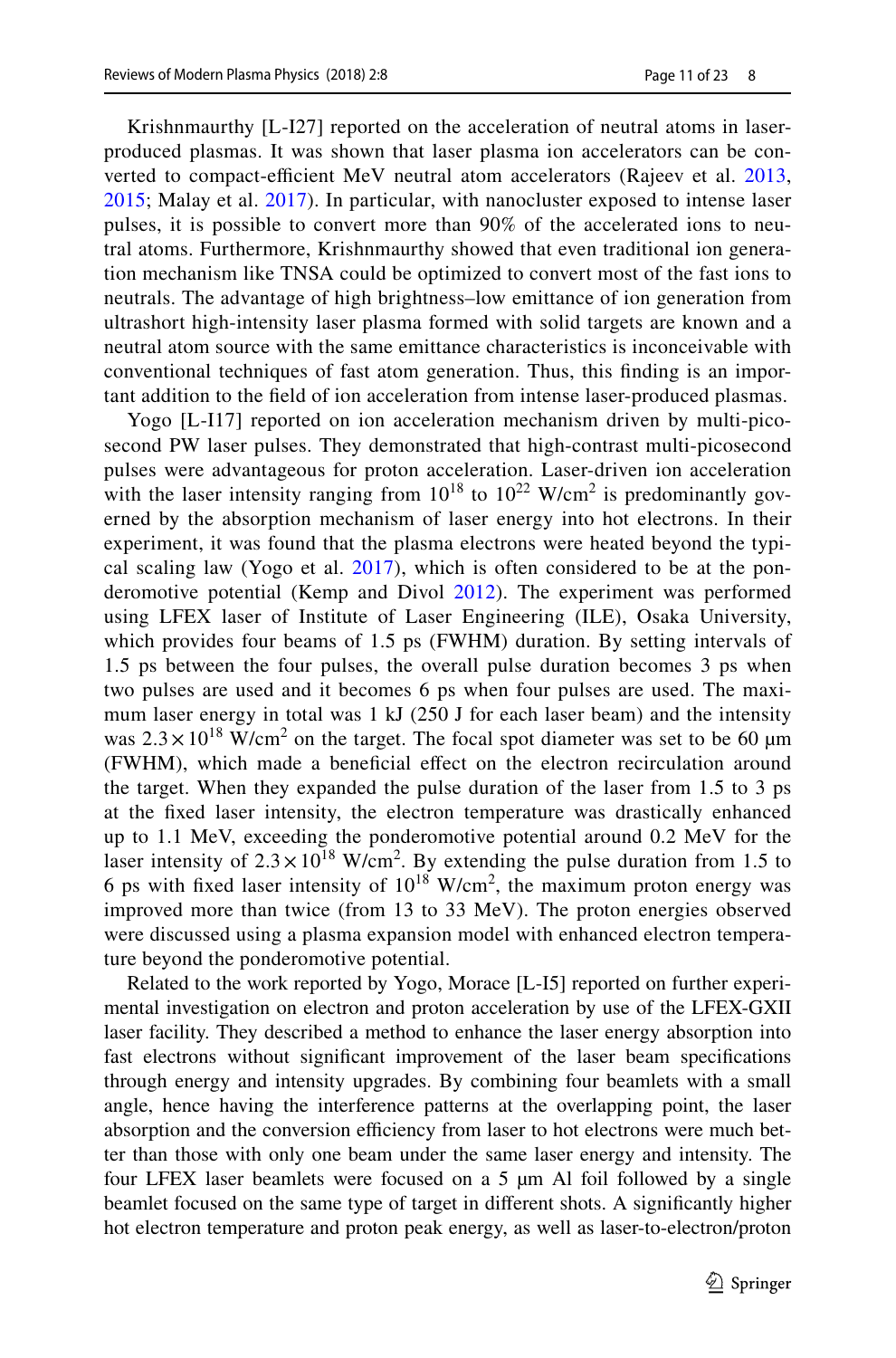Krishnmaurthy [L-I27] reported on the acceleration of neutral atoms in laser-produced plasmas. It was shown that laser plasma ion accelerators can be converted to compact-efficient MeV neutral atom accelerators (Rajeev et al. 2013, 2015; Malay et al. 2017). In particular, with nanocluster exposed to intense laser pulses, it is possible to convert more than 90% of the accelerated ions to neutral atoms. Furthermore, Krishnmaurthy showed that even traditional ion generation mechanism like TNSA could be optimized to convert most of the fast ions to neutrals. The advantage of high brightness–low emittance of ion generation from ultrashort high-intensity laser plasma formed with solid targets are known and a neutral atom source with the same emittance characteristics is inconceivable with conventional techniques of fast atom generation. Thus, this finding is an important addition to the field of ion acceleration from intense laser-produced plasmas.

Yogo [L-I17] reported on ion acceleration mechanism driven by multi-picosecond PW laser pulses. They demonstrated that high-contrast multi-picosecond pulses were advantageous for proton acceleration. Laser-driven ion acceleration with the laser intensity ranging from $10^{18}$ to $10^{22}$ W/cm$^2$ is predominantly governed by the absorption mechanism of laser energy into hot electrons. In their experiment, it was found that the plasma electrons were heated beyond the typical scaling law (Yogo et al. 2017), which is often considered to be at the ponderomotive potential (Kemp and Divol 2012). The experiment was performed using LFEX laser of Institute of Laser Engineering (ILE), Osaka University, which provides four beams of 1.5 ps (FWHM) duration. By setting intervals of 1.5 ps between the four pulses, the overall pulse duration becomes 3 ps when two pulses are used and it becomes 6 ps when four pulses are used. The maximum laser energy in total was 1 kJ (250 J for each laser beam) and the intensity was $2.3\times10^{18}$ W/cm$^2$ on the target. The focal spot diameter was set to be 60 μm (FWHM), which made a beneficial effect on the electron recirculation around the target. When they expanded the pulse duration of the laser from 1.5 to 3 ps at the fixed laser intensity, the electron temperature was drastically enhanced up to 1.1 MeV, exceeding the ponderomotive potential around 0.2 MeV for the laser intensity of $2.3\times10^{18}$ W/cm$^2$. By extending the pulse duration from 1.5 to 6 ps with fixed laser intensity of $10^{18}$ W/cm$^2$, the maximum proton energy was improved more than twice (from 13 to 33 MeV). The proton energies observed were discussed using a plasma expansion model with enhanced electron temperature beyond the ponderomotive potential.

Related to the work reported by Yogo, Morace [L-I5] reported on further experimental investigation on electron and proton acceleration by use of the LFEX-GXII laser facility. They described a method to enhance the laser energy absorption into fast electrons without significant improvement of the laser beam specifications through energy and intensity upgrades. By combining four beamlets with a small angle, hence having the interference patterns at the overlapping point, the laser absorption and the conversion efficiency from laser to hot electrons were much better than those with only one beam under the same laser energy and intensity. The four LFEX laser beamlets were focused on a 5 μm Al foil followed by a single beamlet focused on the same type of target in different shots. A significantly higher hot electron temperature and proton peak energy, as well as laser-to-electron/proton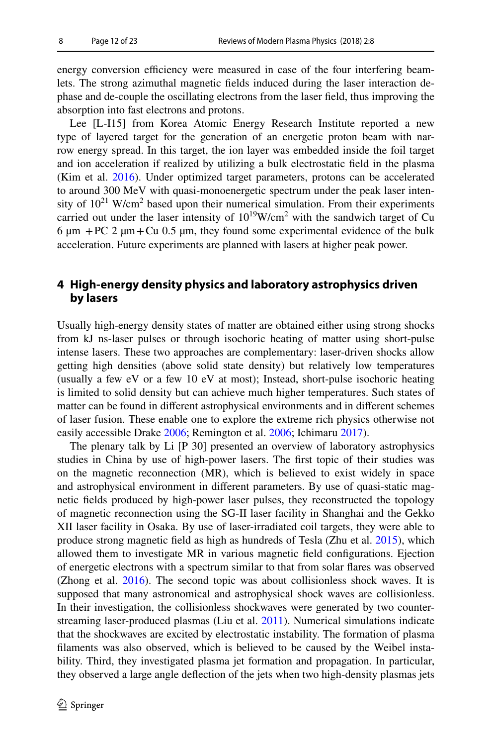energy conversion efficiency were measured in case of the four interfering beamlets. The strong azimuthal magnetic fields induced during the laser interaction dephase and de-couple the oscillating electrons from the laser field, thus improving the absorption into fast electrons and protons.

Lee [L-I15] from Korea Atomic Energy Research Institute reported a new type of layered target for the generation of an energetic proton beam with narrow energy spread. In this target, the ion layer was embedded inside the foil target and ion acceleration if realized by utilizing a bulk electrostatic field in the plasma (Kim et al. 2016). Under optimized target parameters, protons can be accelerated to around 300 MeV with quasi-monoenergetic spectrum under the peak laser intensity of $10^{21}$ W/cm$^2$ based upon their numerical simulation. From their experiments carried out under the laser intensity of $10^{19}$W/cm$^2$ with the sandwich target of Cu 6 μm + PC 2 μm + Cu 0.5 μm, they found some experimental evidence of the bulk acceleration. Future experiments are planned with lasers at higher peak power.

## 4 High-energy density physics and laboratory astrophysics driven by lasers

Usually high-energy density states of matter are obtained either using strong shocks from kJ ns-laser pulses or through isochoric heating of matter using short-pulse intense lasers. These two approaches are complementary: laser-driven shocks allow getting high densities (above solid state density) but relatively low temperatures (usually a few eV or a few 10 eV at most); Instead, short-pulse isochoric heating is limited to solid density but can achieve much higher temperatures. Such states of matter can be found in different astrophysical environments and in different schemes of laser fusion. These enable one to explore the extreme rich physics otherwise not easily accessible Drake 2006; Remington et al. 2006; Ichimaru 2017).

The plenary talk by Li [P 30] presented an overview of laboratory astrophysics studies in China by use of high-power lasers. The first topic of their studies was on the magnetic reconnection (MR), which is believed to exist widely in space and astrophysical environment in different parameters. By use of quasi-static magnetic fields produced by high-power laser pulses, they reconstructed the topology of magnetic reconnection using the SG-II laser facility in Shanghai and the Gekko XII laser facility in Osaka. By use of laser-irradiated coil targets, they were able to produce strong magnetic field as high as hundreds of Tesla (Zhu et al. 2015), which allowed them to investigate MR in various magnetic field configurations. Ejection of energetic electrons with a spectrum similar to that from solar flares was observed (Zhong et al. 2016). The second topic was about collisionless shock waves. It is supposed that many astronomical and astrophysical shock waves are collisionless. In their investigation, the collisionless shockwaves were generated by two counter-streaming laser-produced plasmas (Liu et al. 2011). Numerical simulations indicate that the shockwaves are excited by electrostatic instability. The formation of plasma filaments was also observed, which is believed to be caused by the Weibel instability. Third, they investigated plasma jet formation and propagation. In particular, they observed a large angle deflection of the jets when two high-density plasmas jets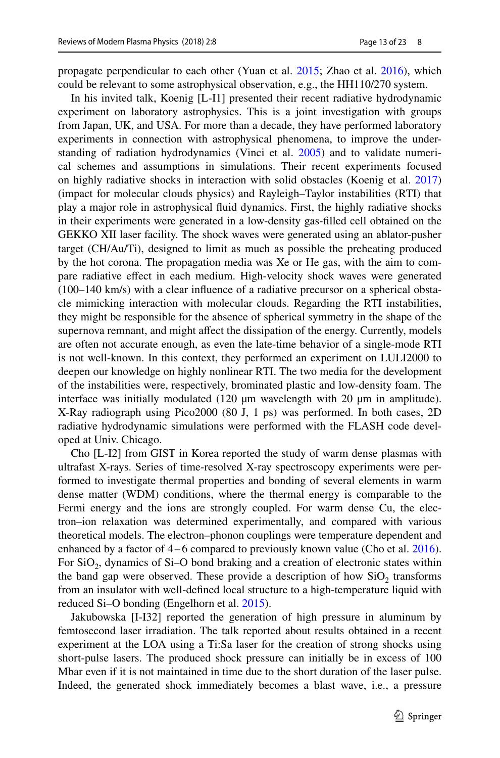propagate perpendicular to each other (Yuan et al. 2015; Zhao et al. 2016), which could be relevant to some astrophysical observation, e.g., the HH110/270 system.

In his invited talk, Koenig [L-I1] presented their recent radiative hydrodynamic experiment on laboratory astrophysics. This is a joint investigation with groups from Japan, UK, and USA. For more than a decade, they have performed laboratory experiments in connection with astrophysical phenomena, to improve the understanding of radiation hydrodynamics (Vinci et al. 2005) and to validate numerical schemes and assumptions in simulations. Their recent experiments focused on highly radiative shocks in interaction with solid obstacles (Koenig et al. 2017) (impact for molecular clouds physics) and Rayleigh–Taylor instabilities (RTI) that play a major role in astrophysical fluid dynamics. First, the highly radiative shocks in their experiments were generated in a low-density gas-filled cell obtained on the GEKKO XII laser facility. The shock waves were generated using an ablator-pusher target (CH/Au/Ti), designed to limit as much as possible the preheating produced by the hot corona. The propagation media was Xe or He gas, with the aim to compare radiative effect in each medium. High-velocity shock waves were generated (100–140 km/s) with a clear influence of a radiative precursor on a spherical obstacle mimicking interaction with molecular clouds. Regarding the RTI instabilities, they might be responsible for the absence of spherical symmetry in the shape of the supernova remnant, and might affect the dissipation of the energy. Currently, models are often not accurate enough, as even the late-time behavior of a single-mode RTI is not well-known. In this context, they performed an experiment on LULI2000 to deepen our knowledge on highly nonlinear RTI. The two media for the development of the instabilities were, respectively, brominated plastic and low-density foam. The interface was initially modulated (120 μm wavelength with 20 μm in amplitude). X-Ray radiograph using Pico2000 (80 J, 1 ps) was performed. In both cases, 2D radiative hydrodynamic simulations were performed with the FLASH code developed at Univ. Chicago.

Cho [L-I2] from GIST in Korea reported the study of warm dense plasmas with ultrafast X-rays. Series of time-resolved X-ray spectroscopy experiments were performed to investigate thermal properties and bonding of several elements in warm dense matter (WDM) conditions, where the thermal energy is comparable to the Fermi energy and the ions are strongly coupled. For warm dense Cu, the electron–ion relaxation was determined experimentally, and compared with various theoretical models. The electron–phonon couplings were temperature dependent and enhanced by a factor of 4 – 6 compared to previously known value (Cho et al. 2016). For $SiO_2$, dynamics of Si–O bond braking and a creation of electronic states within the band gap were observed. These provide a description of how $SiO_2$ transforms from an insulator with well-defined local structure to a high-temperature liquid with reduced Si–O bonding (Engelhorn et al. 2015).

Jakubowska [I-I32] reported the generation of high pressure in aluminum by femtosecond laser irradiation. The talk reported about results obtained in a recent experiment at the LOA using a Ti:Sa laser for the creation of strong shocks using short-pulse lasers. The produced shock pressure can initially be in excess of 100 Mbar even if it is not maintained in time due to the short duration of the laser pulse. Indeed, the generated shock immediately becomes a blast wave, i.e., a pressure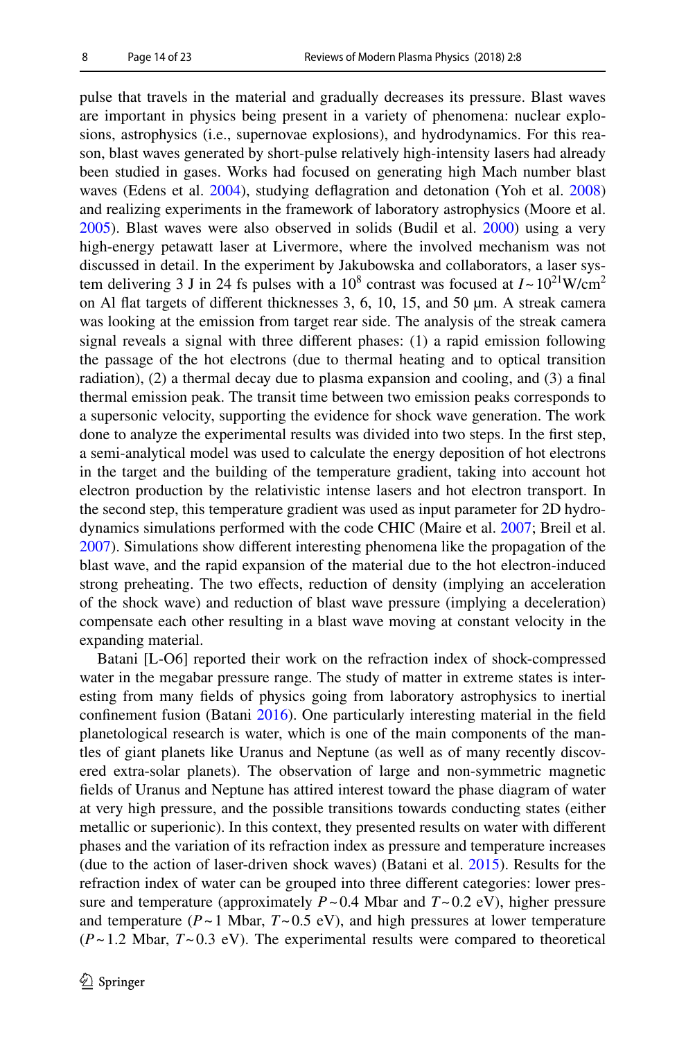pulse that travels in the material and gradually decreases its pressure. Blast waves are important in physics being present in a variety of phenomena: nuclear explosions, astrophysics (i.e., supernovae explosions), and hydrodynamics. For this reason, blast waves generated by short-pulse relatively high-intensity lasers had already been studied in gases. Works had focused on generating high Mach number blast waves (Edens et al. 2004), studying deflagration and detonation (Yoh et al. 2008) and realizing experiments in the framework of laboratory astrophysics (Moore et al. 2005). Blast waves were also observed in solids (Budil et al. 2000) using a very high-energy petawatt laser at Livermore, where the involved mechanism was not discussed in detail. In the experiment by Jakubowska and collaborators, a laser system delivering 3 J in 24 fs pulses with a $10^8$ contrast was focused at $I \sim 10^{21}$ W/cm$^2$ on Al flat targets of different thicknesses 3, 6, 10, 15, and 50 µm. A streak camera was looking at the emission from target rear side. The analysis of the streak camera signal reveals a signal with three different phases: (1) a rapid emission following the passage of the hot electrons (due to thermal heating and to optical transition radiation), (2) a thermal decay due to plasma expansion and cooling, and (3) a final thermal emission peak. The transit time between two emission peaks corresponds to a supersonic velocity, supporting the evidence for shock wave generation. The work done to analyze the experimental results was divided into two steps. In the first step, a semi-analytical model was used to calculate the energy deposition of hot electrons in the target and the building of the temperature gradient, taking into account hot electron production by the relativistic intense lasers and hot electron transport. In the second step, this temperature gradient was used as input parameter for 2D hydrodynamics simulations performed with the code CHIC (Maire et al. 2007; Breil et al. 2007). Simulations show different interesting phenomena like the propagation of the blast wave, and the rapid expansion of the material due to the hot electron-induced strong preheating. The two effects, reduction of density (implying an acceleration of the shock wave) and reduction of blast wave pressure (implying a deceleration) compensate each other resulting in a blast wave moving at constant velocity in the expanding material.

Batani [L-O6] reported their work on the refraction index of shock-compressed water in the megabar pressure range. The study of matter in extreme states is interesting from many fields of physics going from laboratory astrophysics to inertial confinement fusion (Batani 2016). One particularly interesting material in the field planetological research is water, which is one of the main components of the mantles of giant planets like Uranus and Neptune (as well as of many recently discovered extra-solar planets). The observation of large and non-symmetric magnetic fields of Uranus and Neptune has attired interest toward the phase diagram of water at very high pressure, and the possible transitions towards conducting states (either metallic or superionic). In this context, they presented results on water with different phases and the variation of its refraction index as pressure and temperature increases (due to the action of laser-driven shock waves) (Batani et al. 2015). Results for the refraction index of water can be grouped into three different categories: lower pressure and temperature (approximately $P \sim 0.4$ Mbar and $T \sim 0.2$ eV), higher pressure and temperature ($P \sim 1$ Mbar, $T \sim 0.5$ eV), and high pressures at lower temperature ($P \sim 1.2$ Mbar, $T \sim 0.3$ eV). The experimental results were compared to theoretical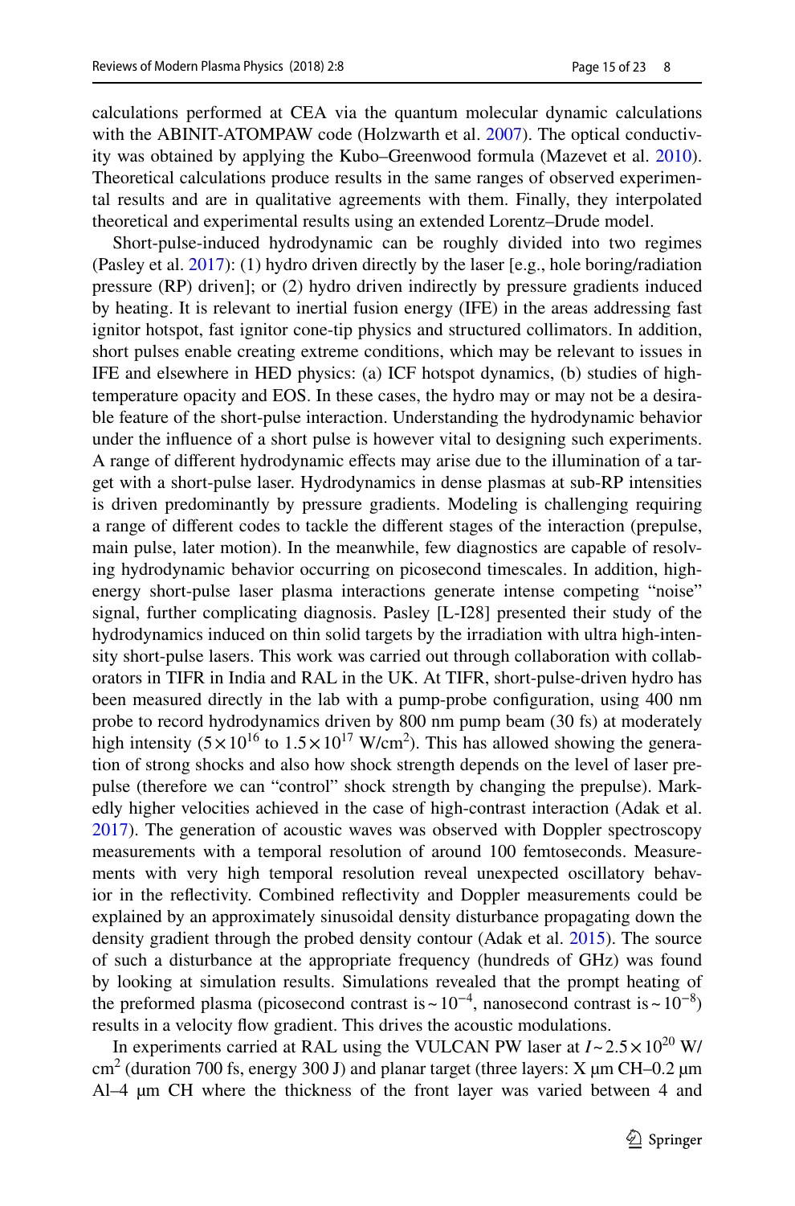calculations performed at CEA via the quantum molecular dynamic calculations with the ABINIT-ATOMPAW code (Holzwarth et al. 2007). The optical conductivity was obtained by applying the Kubo–Greenwood formula (Mazevet et al. 2010). Theoretical calculations produce results in the same ranges of observed experimental results and are in qualitative agreements with them. Finally, they interpolated theoretical and experimental results using an extended Lorentz–Drude model.

Short-pulse-induced hydrodynamic can be roughly divided into two regimes (Pasley et al. 2017): (1) hydro driven directly by the laser [e.g., hole boring/radiation pressure (RP) driven]; or (2) hydro driven indirectly by pressure gradients induced by heating. It is relevant to inertial fusion energy (IFE) in the areas addressing fast ignitor hotspot, fast ignitor cone-tip physics and structured collimators. In addition, short pulses enable creating extreme conditions, which may be relevant to issues in IFE and elsewhere in HED physics: (a) ICF hotspot dynamics, (b) studies of high-temperature opacity and EOS. In these cases, the hydro may or may not be a desirable feature of the short-pulse interaction. Understanding the hydrodynamic behavior under the influence of a short pulse is however vital to designing such experiments. A range of different hydrodynamic effects may arise due to the illumination of a target with a short-pulse laser. Hydrodynamics in dense plasmas at sub-RP intensities is driven predominantly by pressure gradients. Modeling is challenging requiring a range of different codes to tackle the different stages of the interaction (prepulse, main pulse, later motion). In the meanwhile, few diagnostics are capable of resolving hydrodynamic behavior occurring on picosecond timescales. In addition, high-energy short-pulse laser plasma interactions generate intense competing "noise" signal, further complicating diagnosis. Pasley [L-I28] presented their study of the hydrodynamics induced on thin solid targets by the irradiation with ultra high-intensity short-pulse lasers. This work was carried out through collaboration with collaborators in TIFR in India and RAL in the UK. At TIFR, short-pulse-driven hydro has been measured directly in the lab with a pump-probe configuration, using 400 nm probe to record hydrodynamics driven by 800 nm pump beam (30 fs) at moderately high intensity ($5\times10^{16}$ to $1.5\times10^{17}$ W/cm$^2$). This has allowed showing the generation of strong shocks and also how shock strength depends on the level of laser prepulse (therefore we can "control" shock strength by changing the prepulse). Markedly higher velocities achieved in the case of high-contrast interaction (Adak et al. 2017). The generation of acoustic waves was observed with Doppler spectroscopy measurements with a temporal resolution of around 100 femtoseconds. Measurements with very high temporal resolution reveal unexpected oscillatory behavior in the reflectivity. Combined reflectivity and Doppler measurements could be explained by an approximately sinusoidal density disturbance propagating down the density gradient through the probed density contour (Adak et al. 2015). The source of such a disturbance at the appropriate frequency (hundreds of GHz) was found by looking at simulation results. Simulations revealed that the prompt heating of the preformed plasma (picosecond contrast is $\sim10^{-4}$, nanosecond contrast is $\sim10^{-8}$) results in a velocity flow gradient. This drives the acoustic modulations.

In experiments carried at RAL using the VULCAN PW laser at $I\sim2.5\times10^{20}$ W/cm$^2$ (duration 700 fs, energy 300 J) and planar target (three layers: X μm CH–0.2 μm Al–4 μm CH where the thickness of the front layer was varied between 4 and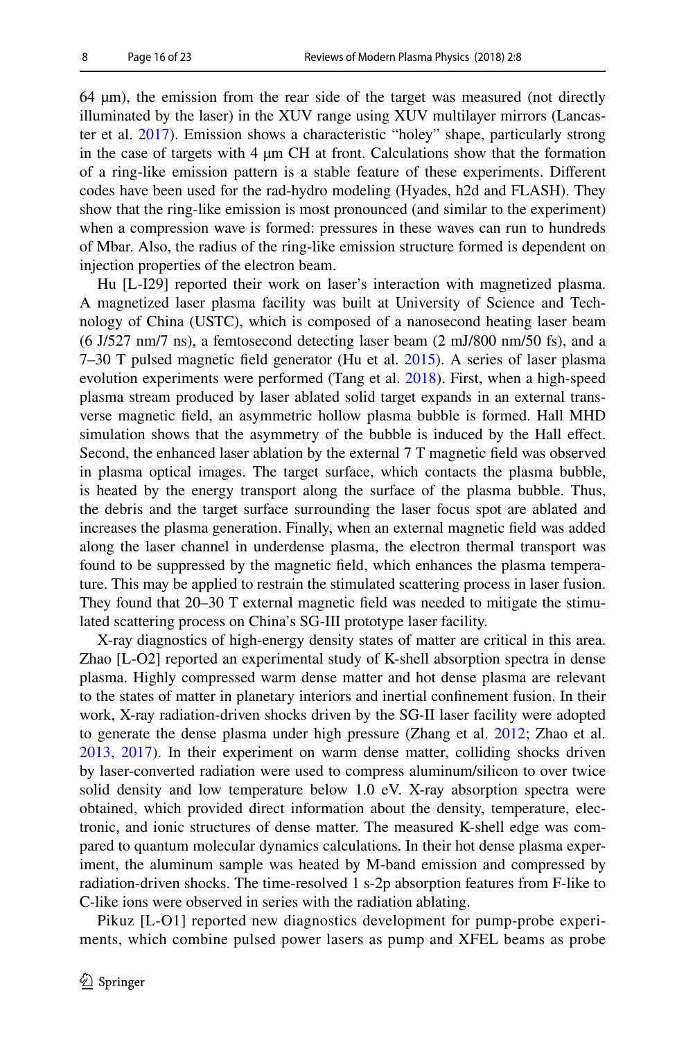64 μm), the emission from the rear side of the target was measured (not directly illuminated by the laser) in the XUV range using XUV multilayer mirrors (Lancaster et al. 2017). Emission shows a characteristic "holey" shape, particularly strong in the case of targets with 4 μm CH at front. Calculations show that the formation of a ring-like emission pattern is a stable feature of these experiments. Different codes have been used for the rad-hydro modeling (Hyades, h2d and FLASH). They show that the ring-like emission is most pronounced (and similar to the experiment) when a compression wave is formed: pressures in these waves can run to hundreds of Mbar. Also, the radius of the ring-like emission structure formed is dependent on injection properties of the electron beam.

Hu [L-I29] reported their work on laser's interaction with magnetized plasma. A magnetized laser plasma facility was built at University of Science and Technology of China (USTC), which is composed of a nanosecond heating laser beam (6 J/527 nm/7 ns), a femtosecond detecting laser beam (2 mJ/800 nm/50 fs), and a 7–30 T pulsed magnetic field generator (Hu et al. 2015). A series of laser plasma evolution experiments were performed (Tang et al. 2018). First, when a high-speed plasma stream produced by laser ablated solid target expands in an external transverse magnetic field, an asymmetric hollow plasma bubble is formed. Hall MHD simulation shows that the asymmetry of the bubble is induced by the Hall effect. Second, the enhanced laser ablation by the external 7 T magnetic field was observed in plasma optical images. The target surface, which contacts the plasma bubble, is heated by the energy transport along the surface of the plasma bubble. Thus, the debris and the target surface surrounding the laser focus spot are ablated and increases the plasma generation. Finally, when an external magnetic field was added along the laser channel in underdense plasma, the electron thermal transport was found to be suppressed by the magnetic field, which enhances the plasma temperature. This may be applied to restrain the stimulated scattering process in laser fusion. They found that 20–30 T external magnetic field was needed to mitigate the stimulated scattering process on China's SG-III prototype laser facility.

X-ray diagnostics of high-energy density states of matter are critical in this area. Zhao [L-O2] reported an experimental study of K-shell absorption spectra in dense plasma. Highly compressed warm dense matter and hot dense plasma are relevant to the states of matter in planetary interiors and inertial confinement fusion. In their work, X-ray radiation-driven shocks driven by the SG-II laser facility were adopted to generate the dense plasma under high pressure (Zhang et al. 2012; Zhao et al. 2013, 2017). In their experiment on warm dense matter, colliding shocks driven by laser-converted radiation were used to compress aluminum/silicon to over twice solid density and low temperature below 1.0 eV. X-ray absorption spectra were obtained, which provided direct information about the density, temperature, electronic, and ionic structures of dense matter. The measured K-shell edge was compared to quantum molecular dynamics calculations. In their hot dense plasma experiment, the aluminum sample was heated by M-band emission and compressed by radiation-driven shocks. The time-resolved 1 s-2p absorption features from F-like to C-like ions were observed in series with the radiation ablating.

Pikuz [L-O1] reported new diagnostics development for pump-probe experiments, which combine pulsed power lasers as pump and XFEL beams as probe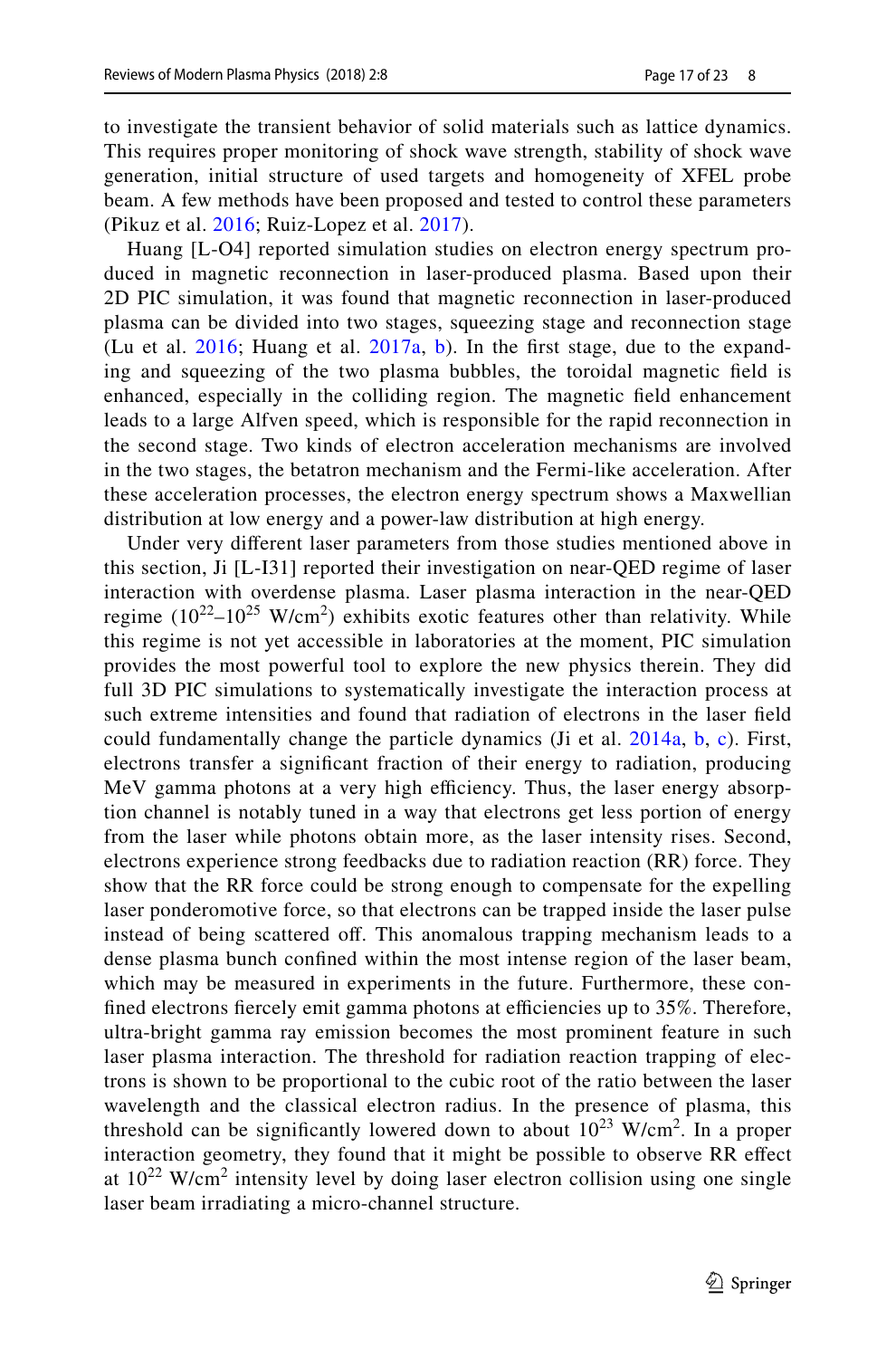to investigate the transient behavior of solid materials such as lattice dynamics. This requires proper monitoring of shock wave strength, stability of shock wave generation, initial structure of used targets and homogeneity of XFEL probe beam. A few methods have been proposed and tested to control these parameters (Pikuz et al. 2016; Ruiz-Lopez et al. 2017).

Huang [L-O4] reported simulation studies on electron energy spectrum produced in magnetic reconnection in laser-produced plasma. Based upon their 2D PIC simulation, it was found that magnetic reconnection in laser-produced plasma can be divided into two stages, squeezing stage and reconnection stage (Lu et al. 2016; Huang et al. 2017a, b). In the first stage, due to the expanding and squeezing of the two plasma bubbles, the toroidal magnetic field is enhanced, especially in the colliding region. The magnetic field enhancement leads to a large Alfven speed, which is responsible for the rapid reconnection in the second stage. Two kinds of electron acceleration mechanisms are involved in the two stages, the betatron mechanism and the Fermi-like acceleration. After these acceleration processes, the electron energy spectrum shows a Maxwellian distribution at low energy and a power-law distribution at high energy.

Under very different laser parameters from those studies mentioned above in this section, Ji [L-I31] reported their investigation on near-QED regime of laser interaction with overdense plasma. Laser plasma interaction in the near-QED regime ($10^{22}$–$10^{25}$ W/cm$^2$) exhibits exotic features other than relativity. While this regime is not yet accessible in laboratories at the moment, PIC simulation provides the most powerful tool to explore the new physics therein. They did full 3D PIC simulations to systematically investigate the interaction process at such extreme intensities and found that radiation of electrons in the laser field could fundamentally change the particle dynamics (Ji et al. 2014a, b, c). First, electrons transfer a significant fraction of their energy to radiation, producing MeV gamma photons at a very high efficiency. Thus, the laser energy absorption channel is notably tuned in a way that electrons get less portion of energy from the laser while photons obtain more, as the laser intensity rises. Second, electrons experience strong feedbacks due to radiation reaction (RR) force. They show that the RR force could be strong enough to compensate for the expelling laser ponderomotive force, so that electrons can be trapped inside the laser pulse instead of being scattered off. This anomalous trapping mechanism leads to a dense plasma bunch confined within the most intense region of the laser beam, which may be measured in experiments in the future. Furthermore, these confined electrons fiercely emit gamma photons at efficiencies up to 35%. Therefore, ultra-bright gamma ray emission becomes the most prominent feature in such laser plasma interaction. The threshold for radiation reaction trapping of electrons is shown to be proportional to the cubic root of the ratio between the laser wavelength and the classical electron radius. In the presence of plasma, this threshold can be significantly lowered down to about $10^{23}$ W/cm$^2$. In a proper interaction geometry, they found that it might be possible to observe RR effect at $10^{22}$ W/cm$^2$ intensity level by doing laser electron collision using one single laser beam irradiating a micro-channel structure.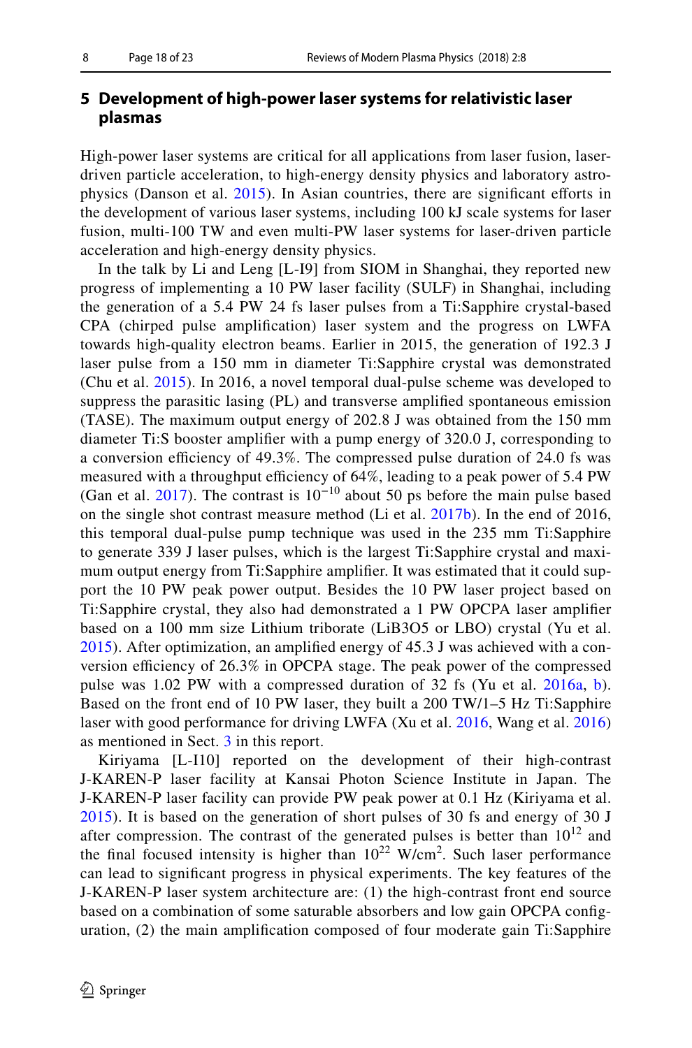## 5 Development of high-power laser systems for relativistic laser plasmas

High-power laser systems are critical for all applications from laser fusion, laser-driven particle acceleration, to high-energy density physics and laboratory astrophysics (Danson et al. 2015). In Asian countries, there are significant efforts in the development of various laser systems, including 100 kJ scale systems for laser fusion, multi-100 TW and even multi-PW laser systems for laser-driven particle acceleration and high-energy density physics.

In the talk by Li and Leng [L-I9] from SIOM in Shanghai, they reported new progress of implementing a 10 PW laser facility (SULF) in Shanghai, including the generation of a 5.4 PW 24 fs laser pulses from a Ti:Sapphire crystal-based CPA (chirped pulse amplification) laser system and the progress on LWFA towards high-quality electron beams. Earlier in 2015, the generation of 192.3 J laser pulse from a 150 mm in diameter Ti:Sapphire crystal was demonstrated (Chu et al. 2015). In 2016, a novel temporal dual-pulse scheme was developed to suppress the parasitic lasing (PL) and transverse amplified spontaneous emission (TASE). The maximum output energy of 202.8 J was obtained from the 150 mm diameter Ti:S booster amplifier with a pump energy of 320.0 J, corresponding to a conversion efficiency of 49.3%. The compressed pulse duration of 24.0 fs was measured with a throughput efficiency of 64%, leading to a peak power of 5.4 PW (Gan et al. 2017). The contrast is $10^{-10}$ about 50 ps before the main pulse based on the single shot contrast measure method (Li et al. 2017b). In the end of 2016, this temporal dual-pulse pump technique was used in the 235 mm Ti:Sapphire to generate 339 J laser pulses, which is the largest Ti:Sapphire crystal and maximum output energy from Ti:Sapphire amplifier. It was estimated that it could support the 10 PW peak power output. Besides the 10 PW laser project based on Ti:Sapphire crystal, they also had demonstrated a 1 PW OPCPA laser amplifier based on a 100 mm size Lithium triborate ($LiB_3O_5$ or LBO) crystal (Yu et al. 2015). After optimization, an amplified energy of 45.3 J was achieved with a conversion efficiency of 26.3% in OPCPA stage. The peak power of the compressed pulse was 1.02 PW with a compressed duration of 32 fs (Yu et al. 2016a, b). Based on the front end of 10 PW laser, they built a 200 TW/1–5 Hz Ti:Sapphire laser with good performance for driving LWFA (Xu et al. 2016, Wang et al. 2016) as mentioned in Sect. 3 in this report.

Kiriyama [L-I10] reported on the development of their high-contrast J-KAREN-P laser facility at Kansai Photon Science Institute in Japan. The J-KAREN-P laser facility can provide PW peak power at 0.1 Hz (Kiriyama et al. 2015). It is based on the generation of short pulses of 30 fs and energy of 30 J after compression. The contrast of the generated pulses is better than $10^{12}$ and the final focused intensity is higher than $10^{22}$ W/cm$^2$. Such laser performance can lead to significant progress in physical experiments. The key features of the J-KAREN-P laser system architecture are: (1) the high-contrast front end source based on a combination of some saturable absorbers and low gain OPCPA configuration, (2) the main amplification composed of four moderate gain Ti:Sapphire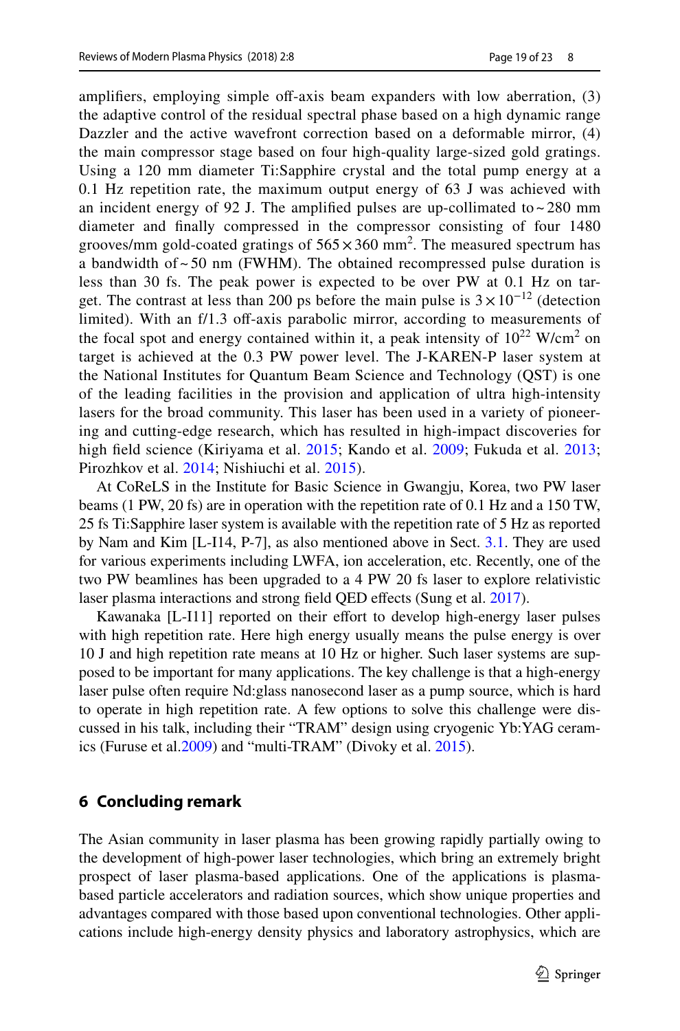amplifiers, employing simple off-axis beam expanders with low aberration, (3) the adaptive control of the residual spectral phase based on a high dynamic range Dazzler and the active wavefront correction based on a deformable mirror, (4) the main compressor stage based on four high-quality large-sized gold gratings. Using a 120 mm diameter Ti:Sapphire crystal and the total pump energy at a 0.1 Hz repetition rate, the maximum output energy of 63 J was achieved with an incident energy of 92 J. The amplified pulses are up-collimated to ~ 280 mm diameter and finally compressed in the compressor consisting of four 1480 grooves/mm gold-coated gratings of $565 \times 360$ mm$^2$. The measured spectrum has a bandwidth of ~ 50 nm (FWHM). The obtained recompressed pulse duration is less than 30 fs. The peak power is expected to be over PW at 0.1 Hz on target. The contrast at less than 200 ps before the main pulse is $3 \times 10^{-12}$ (detection limited). With an f/1.3 off-axis parabolic mirror, according to measurements of the focal spot and energy contained within it, a peak intensity of $10^{22}$ W/cm$^2$ on target is achieved at the 0.3 PW power level. The J-KAREN-P laser system at the National Institutes for Quantum Beam Science and Technology (QST) is one of the leading facilities in the provision and application of ultra high-intensity lasers for the broad community. This laser has been used in a variety of pioneering and cutting-edge research, which has resulted in high-impact discoveries for high field science (Kiriyama et al. 2015; Kando et al. 2009; Fukuda et al. 2013; Pirozhkov et al. 2014; Nishiuchi et al. 2015).

At CoReLS in the Institute for Basic Science in Gwangju, Korea, two PW laser beams (1 PW, 20 fs) are in operation with the repetition rate of 0.1 Hz and a 150 TW, 25 fs Ti:Sapphire laser system is available with the repetition rate of 5 Hz as reported by Nam and Kim [L-I14, P-7], as also mentioned above in Sect. 3.1. They are used for various experiments including LWFA, ion acceleration, etc. Recently, one of the two PW beamlines has been upgraded to a 4 PW 20 fs laser to explore relativistic laser plasma interactions and strong field QED effects (Sung et al. 2017).

Kawanaka [L-I11] reported on their effort to develop high-energy laser pulses with high repetition rate. Here high energy usually means the pulse energy is over 10 J and high repetition rate means at 10 Hz or higher. Such laser systems are supposed to be important for many applications. The key challenge is that a high-energy laser pulse often require Nd:glass nanosecond laser as a pump source, which is hard to operate in high repetition rate. A few options to solve this challenge were discussed in his talk, including their "TRAM" design using cryogenic Yb:YAG ceramics (Furuse et al.2009) and "multi-TRAM" (Divoky et al. 2015).

## 6 Concluding remark

The Asian community in laser plasma has been growing rapidly partially owing to the development of high-power laser technologies, which bring an extremely bright prospect of laser plasma-based applications. One of the applications is plasma-based particle accelerators and radiation sources, which show unique properties and advantages compared with those based upon conventional technologies. Other applications include high-energy density physics and laboratory astrophysics, which are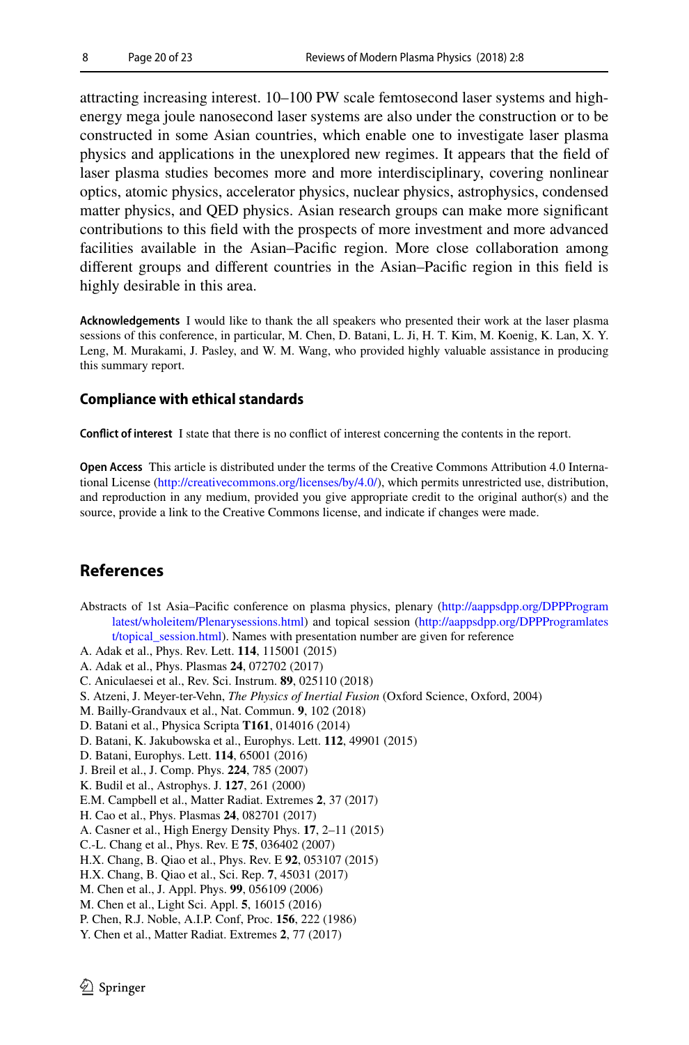attracting increasing interest. 10–100 PW scale femtosecond laser systems and high-energy mega joule nanosecond laser systems are also under the construction or to be constructed in some Asian countries, which enable one to investigate laser plasma physics and applications in the unexplored new regimes. It appears that the field of laser plasma studies becomes more and more interdisciplinary, covering nonlinear optics, atomic physics, accelerator physics, nuclear physics, astrophysics, condensed matter physics, and QED physics. Asian research groups can make more significant contributions to this field with the prospects of more investment and more advanced facilities available in the Asian–Pacific region. More close collaboration among different groups and different countries in the Asian–Pacific region in this field is highly desirable in this area.

**Acknowledgements** I would like to thank the all speakers who presented their work at the laser plasma sessions of this conference, in particular, M. Chen, D. Batani, L. Ji, H. T. Kim, M. Koenig, K. Lan, X. Y. Leng, M. Murakami, J. Pasley, and W. M. Wang, who provided highly valuable assistance in producing this summary report.

### Compliance with ethical standards

**Conflict of interest** I state that there is no conflict of interest concerning the contents in the report.

**Open Access** This article is distributed under the terms of the Creative Commons Attribution 4.0 International License (http://creativecommons.org/licenses/by/4.0/), which permits unrestricted use, distribution, and reproduction in any medium, provided you give appropriate credit to the original author(s) and the source, provide a link to the Creative Commons license, and indicate if changes were made.

## References

Abstracts of 1st Asia–Pacific conference on plasma physics, plenary (http://aappsdpp.org/DPPProgramlatest/wholeitem/Plenarysessions.html) and topical session (http://aappsdpp.org/DPPProgramlatest/topical_session.html). Names with presentation number are given for reference

A. Adak et al., Phys. Rev. Lett. **114**, 115001 (2015)

A. Adak et al., Phys. Plasmas **24**, 072702 (2017)

C. Aniculaesei et al., Rev. Sci. Instrum. **89**, 025110 (2018)

S. Atzeni, J. Meyer-ter-Vehn, *The Physics of Inertial Fusion* (Oxford Science, Oxford, 2004)

M. Bailly-Grandvaux et al., Nat. Commun. **9**, 102 (2018)

D. Batani et al., Physica Scripta **T161**, 014016 (2014)

D. Batani, K. Jakubowska et al., Europhys. Lett. **112**, 49901 (2015)

D. Batani, Europhys. Lett. **114**, 65001 (2016)

J. Breil et al., J. Comp. Phys. **224**, 785 (2007)

K. Budil et al., Astrophys. J. **127**, 261 (2000)

E.M. Campbell et al., Matter Radiat. Extremes **2**, 37 (2017)

H. Cao et al., Phys. Plasmas **24**, 082701 (2017)

A. Casner et al., High Energy Density Phys. **17**, 2–11 (2015)

C.-L. Chang et al., Phys. Rev. E **75**, 036402 (2007)

H.X. Chang, B. Qiao et al., Phys. Rev. E **92**, 053107 (2015)

H.X. Chang, B. Qiao et al., Sci. Rep. **7**, 45031 (2017)

M. Chen et al., J. Appl. Phys. **99**, 056109 (2006)

M. Chen et al., Light Sci. Appl. **5**, 16015 (2016)

P. Chen, R.J. Noble, A.I.P. Conf, Proc. **156**, 222 (1986)

Y. Chen et al., Matter Radiat. Extremes **2**, 77 (2017)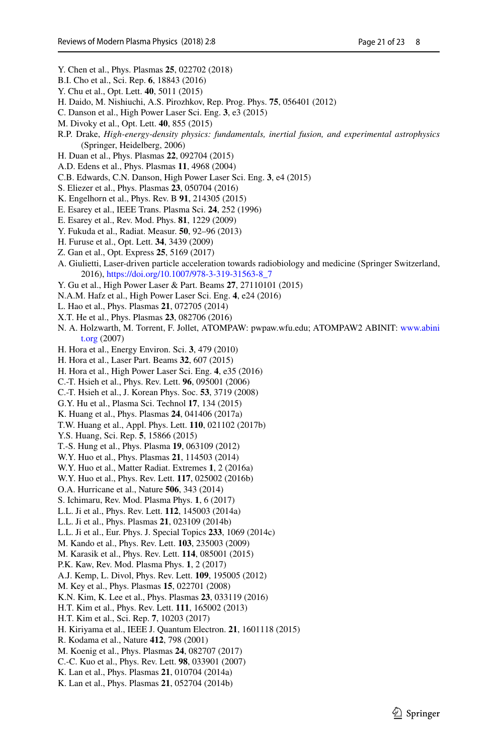Y. Chen et al., Phys. Plasmas **25**, 022702 (2018)
B.I. Cho et al., Sci. Rep. **6**, 18843 (2016)
Y. Chu et al., Opt. Lett. **40**, 5011 (2015)
H. Daido, M. Nishiuchi, A.S. Pirozhkov, Rep. Prog. Phys. **75**, 056401 (2012)
C. Danson et al., High Power Laser Sci. Eng. **3**, e3 (2015)
M. Divoky et al., Opt. Lett. **40**, 855 (2015)
R.P. Drake, *High-energy-density physics: fundamentals, inertial fusion, and experimental astrophysics* (Springer, Heidelberg, 2006)
H. Duan et al., Phys. Plasmas **22**, 092704 (2015)
A.D. Edens et al., Phys. Plasmas **11**, 4968 (2004)
C.B. Edwards, C.N. Danson, High Power Laser Sci. Eng. **3**, e4 (2015)
S. Eliezer et al., Phys. Plasmas **23**, 050704 (2016)
K. Engelhorn et al., Phys. Rev. B **91**, 214305 (2015)
E. Esarey et al., IEEE Trans. Plasma Sci. **24**, 252 (1996)
E. Esarey et al., Rev. Mod. Phys. **81**, 1229 (2009)
Y. Fukuda et al., Radiat. Measur. **50**, 92–96 (2013)
H. Furuse et al., Opt. Lett. **34**, 3439 (2009)
Z. Gan et al., Opt. Express **25**, 5169 (2017)
A. Giulietti, Laser-driven particle acceleration towards radiobiology and medicine (Springer Switzerland, 2016), https://doi.org/10.1007/978-3-319-31563-8_7
Y. Gu et al., High Power Laser & Part. Beams **27**, 27110101 (2015)
N.A.M. Hafz et al., High Power Laser Sci. Eng. **4**, e24 (2016)
L. Hao et al., Phys. Plasmas **21**, 072705 (2014)
X.T. He et al., Phys. Plasmas **23**, 082706 (2016)
N. A. Holzwarth, M. Torrent, F. Jollet, ATOMPAW: pwpaw.wfu.edu; ATOMPAW2 ABINIT: www.abinit.org (2007)
H. Hora et al., Energy Environ. Sci. **3**, 479 (2010)
H. Hora et al., Laser Part. Beams **32**, 607 (2015)
H. Hora et al., High Power Laser Sci. Eng. **4**, e35 (2016)
C.-T. Hsieh et al., Phys. Rev. Lett. **96**, 095001 (2006)
C.-T. Hsieh et al., J. Korean Phys. Soc. **53**, 3719 (2008)
G.Y. Hu et al., Plasma Sci. Technol **17**, 134 (2015)
K. Huang et al., Phys. Plasmas **24**, 041406 (2017a)
T.W. Huang et al., Appl. Phys. Lett. **110**, 021102 (2017b)
Y.S. Huang, Sci. Rep. **5**, 15866 (2015)
T.-S. Hung et al., Phys. Plasma **19**, 063109 (2012)
W.Y. Huo et al., Phys. Plasmas **21**, 114503 (2014)
W.Y. Huo et al., Matter Radiat. Extremes **1**, 2 (2016a)
W.Y. Huo et al., Phys. Rev. Lett. **117**, 025002 (2016b)
O.A. Hurricane et al., Nature **506**, 343 (2014)
S. Ichimaru, Rev. Mod. Plasma Phys. **1**, 6 (2017)
L.L. Ji et al., Phys. Rev. Lett. **112**, 145003 (2014a)
L.L. Ji et al., Phys. Plasmas **21**, 023109 (2014b)
L.L. Ji et al., Eur. Phys. J. Special Topics **233**, 1069 (2014c)
M. Kando et al., Phys. Rev. Lett. **103**, 235003 (2009)
M. Karasik et al., Phys. Rev. Lett. **114**, 085001 (2015)
P.K. Kaw, Rev. Mod. Plasma Phys. **1**, 2 (2017)
A.J. Kemp, L. Divol, Phys. Rev. Lett. **109**, 195005 (2012)
M. Key et al., Phys. Plasmas **15**, 022701 (2008)
K.N. Kim, K. Lee et al., Phys. Plasmas **23**, 033119 (2016)
H.T. Kim et al., Phys. Rev. Lett. **111**, 165002 (2013)
H.T. Kim et al., Sci. Rep. **7**, 10203 (2017)
H. Kiriyama et al., IEEE J. Quantum Electron. **21**, 1601118 (2015)
R. Kodama et al., Nature **412**, 798 (2001)
M. Koenig et al., Phys. Plasmas **24**, 082707 (2017)
C.-C. Kuo et al., Phys. Rev. Lett. **98**, 033901 (2007)
K. Lan et al., Phys. Plasmas **21**, 010704 (2014a)
K. Lan et al., Phys. Plasmas **21**, 052704 (2014b)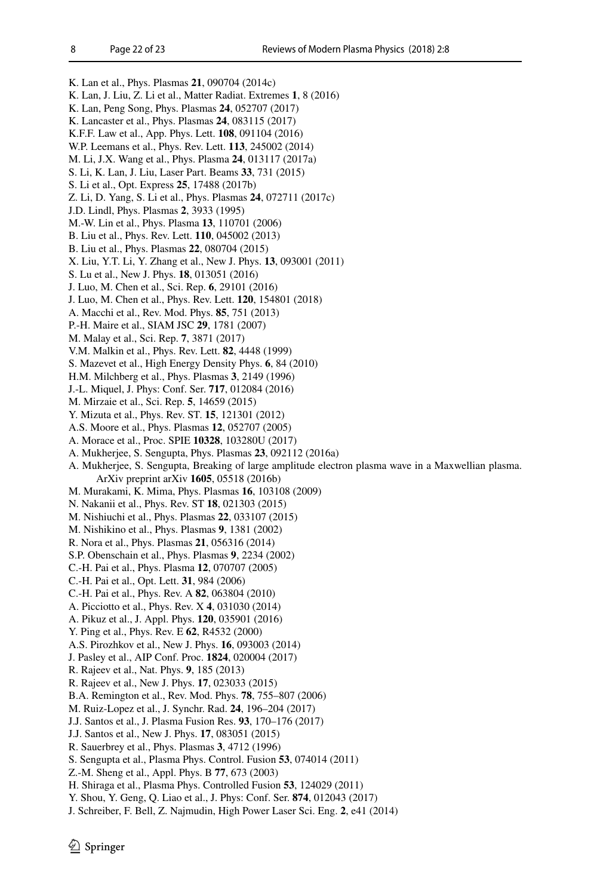K. Lan et al., Phys. Plasmas **21**, 090704 (2014c)
K. Lan, J. Liu, Z. Li et al., Matter Radiat. Extremes **1**, 8 (2016)
K. Lan, Peng Song, Phys. Plasmas **24**, 052707 (2017)
K. Lancaster et al., Phys. Plasmas **24**, 083115 (2017)
K.F.F. Law et al., App. Phys. Lett. **108**, 091104 (2016)
W.P. Leemans et al., Phys. Rev. Lett. **113**, 245002 (2014)
M. Li, J.X. Wang et al., Phys. Plasma **24**, 013117 (2017a)
S. Li, K. Lan, J. Liu, Laser Part. Beams **33**, 731 (2015)
S. Li et al., Opt. Express **25**, 17488 (2017b)
Z. Li, D. Yang, S. Li et al., Phys. Plasmas **24**, 072711 (2017c)
J.D. Lindl, Phys. Plasmas **2**, 3933 (1995)
M.-W. Lin et al., Phys. Plasma **13**, 110701 (2006)
B. Liu et al., Phys. Rev. Lett. **110**, 045002 (2013)
B. Liu et al., Phys. Plasmas **22**, 080704 (2015)
X. Liu, Y.T. Li, Y. Zhang et al., New J. Phys. **13**, 093001 (2011)
S. Lu et al., New J. Phys. **18**, 013051 (2016)
J. Luo, M. Chen et al., Sci. Rep. **6**, 29101 (2016)
J. Luo, M. Chen et al., Phys. Rev. Lett. **120**, 154801 (2018)
A. Macchi et al., Rev. Mod. Phys. **85**, 751 (2013)
P.-H. Maire et al., SIAM JSC **29**, 1781 (2007)
M. Malay et al., Sci. Rep. **7**, 3871 (2017)
V.M. Malkin et al., Phys. Rev. Lett. **82**, 4448 (1999)
S. Mazevet et al., High Energy Density Phys. **6**, 84 (2010)
H.M. Milchberg et al., Phys. Plasmas **3**, 2149 (1996)
J.-L. Miquel, J. Phys: Conf. Ser. **717**, 012084 (2016)
M. Mirzaie et al., Sci. Rep. **5**, 14659 (2015)
Y. Mizuta et al., Phys. Rev. ST. **15**, 121301 (2012)
A.S. Moore et al., Phys. Plasmas **12**, 052707 (2005)
A. Morace et al., Proc. SPIE **10328**, 103280U (2017)
A. Mukherjee, S. Sengupta, Phys. Plasmas **23**, 092112 (2016a)
A. Mukherjee, S. Sengupta, Breaking of large amplitude electron plasma wave in a Maxwellian plasma. ArXiv preprint arXiv **1605**, 05518 (2016b)
M. Murakami, K. Mima, Phys. Plasmas **16**, 103108 (2009)
N. Nakanii et al., Phys. Rev. ST **18**, 021303 (2015)
M. Nishiuchi et al., Phys. Plasmas **22**, 033107 (2015)
M. Nishikino et al., Phys. Plasmas **9**, 1381 (2002)
R. Nora et al., Phys. Plasmas **21**, 056316 (2014)
S.P. Obenschain et al., Phys. Plasmas **9**, 2234 (2002)
C.-H. Pai et al., Phys. Plasma **12**, 070707 (2005)
C.-H. Pai et al., Opt. Lett. **31**, 984 (2006)
C.-H. Pai et al., Phys. Rev. A **82**, 063804 (2010)
A. Picciotto et al., Phys. Rev. X **4**, 031030 (2014)
A. Pikuz et al., J. Appl. Phys. **120**, 035901 (2016)
Y. Ping et al., Phys. Rev. E **62**, R4532 (2000)
A.S. Pirozhkov et al., New J. Phys. **16**, 093003 (2014)
J. Pasley et al., AIP Conf. Proc. **1824**, 020004 (2017)
R. Rajeev et al., Nat. Phys. **9**, 185 (2013)
R. Rajeev et al., New J. Phys. **17**, 023033 (2015)
B.A. Remington et al., Rev. Mod. Phys. **78**, 755–807 (2006)
M. Ruiz-Lopez et al., J. Synchr. Rad. **24**, 196–204 (2017)
J.J. Santos et al., J. Plasma Fusion Res. **93**, 170–176 (2017)
J.J. Santos et al., New J. Phys. **17**, 083051 (2015)
R. Sauerbrey et al., Phys. Plasmas **3**, 4712 (1996)
S. Sengupta et al., Plasma Phys. Control. Fusion **53**, 074014 (2011)
Z.-M. Sheng et al., Appl. Phys. B **77**, 673 (2003)
H. Shiraga et al., Plasma Phys. Controlled Fusion **53**, 124029 (2011)
Y. Shou, Y. Geng, Q. Liao et al., J. Phys: Conf. Ser. **874**, 012043 (2017)
J. Schreiber, F. Bell, Z. Najmudin, High Power Laser Sci. Eng. **2**, e41 (2014)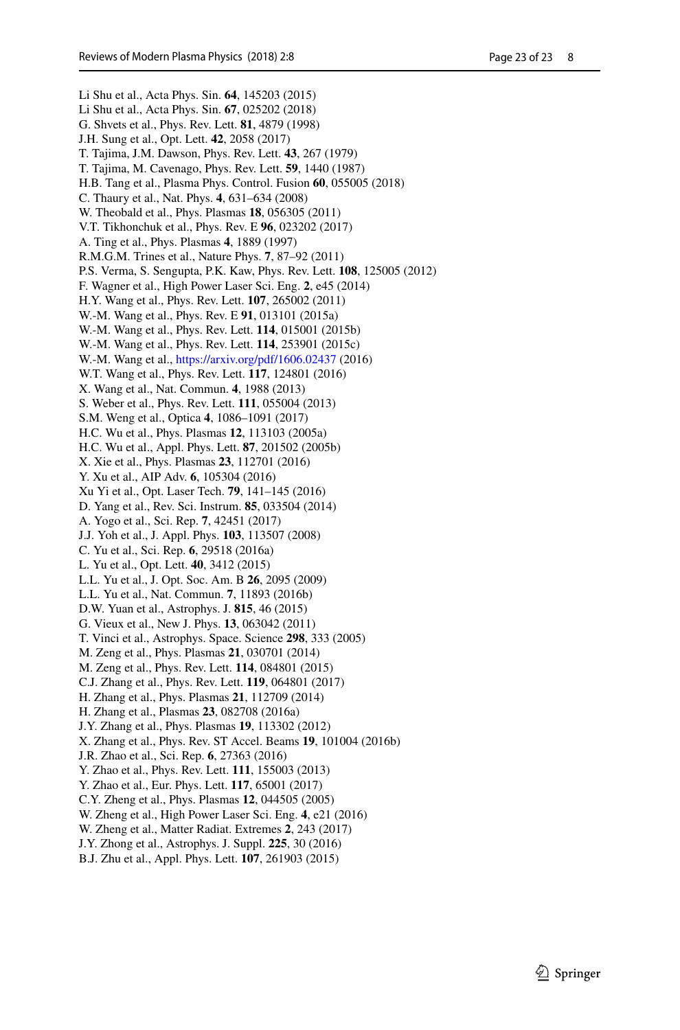Li Shu et al., Acta Phys. Sin. **64**, 145203 (2015)
Li Shu et al., Acta Phys. Sin. **67**, 025202 (2018)
G. Shvets et al., Phys. Rev. Lett. **81**, 4879 (1998)
J.H. Sung et al., Opt. Lett. **42**, 2058 (2017)
T. Tajima, J.M. Dawson, Phys. Rev. Lett. **43**, 267 (1979)
T. Tajima, M. Cavenago, Phys. Rev. Lett. **59**, 1440 (1987)
H.B. Tang et al., Plasma Phys. Control. Fusion **60**, 055005 (2018)
C. Thaury et al., Nat. Phys. **4**, 631–634 (2008)
W. Theobald et al., Phys. Plasmas **18**, 056305 (2011)
V.T. Tikhonchuk et al., Phys. Rev. E **96**, 023202 (2017)
A. Ting et al., Phys. Plasmas **4**, 1889 (1997)
R.M.G.M. Trines et al., Nature Phys. **7**, 87–92 (2011)
P.S. Verma, S. Sengupta, P.K. Kaw, Phys. Rev. Lett. **108**, 125005 (2012)
F. Wagner et al., High Power Laser Sci. Eng. **2**, e45 (2014)
H.Y. Wang et al., Phys. Rev. Lett. **107**, 265002 (2011)
W.-M. Wang et al., Phys. Rev. E **91**, 013101 (2015a)
W.-M. Wang et al., Phys. Rev. Lett. **114**, 015001 (2015b)
W.-M. Wang et al., Phys. Rev. Lett. **114**, 253901 (2015c)
W.-M. Wang et al., https://arxiv.org/pdf/1606.02437 (2016)
W.T. Wang et al., Phys. Rev. Lett. **117**, 124801 (2016)
X. Wang et al., Nat. Commun. **4**, 1988 (2013)
S. Weber et al., Phys. Rev. Lett. **111**, 055004 (2013)
S.M. Weng et al., Optica **4**, 1086–1091 (2017)
H.C. Wu et al., Phys. Plasmas **12**, 113103 (2005a)
H.C. Wu et al., Appl. Phys. Lett. **87**, 201502 (2005b)
X. Xie et al., Phys. Plasmas **23**, 112701 (2016)
Y. Xu et al., AIP Adv. **6**, 105304 (2016)
Xu Yi et al., Opt. Laser Tech. **79**, 141–145 (2016)
D. Yang et al., Rev. Sci. Instrum. **85**, 033504 (2014)
A. Yogo et al., Sci. Rep. **7**, 42451 (2017)
J.J. Yoh et al., J. Appl. Phys. **103**, 113507 (2008)
C. Yu et al., Sci. Rep. **6**, 29518 (2016a)
L. Yu et al., Opt. Lett. **40**, 3412 (2015)
L.L. Yu et al., J. Opt. Soc. Am. B **26**, 2095 (2009)
L.L. Yu et al., Nat. Commun. **7**, 11893 (2016b)
D.W. Yuan et al., Astrophys. J. **815**, 46 (2015)
G. Vieux et al., New J. Phys. **13**, 063042 (2011)
T. Vinci et al., Astrophys. Space. Science **298**, 333 (2005)
M. Zeng et al., Phys. Plasmas **21**, 030701 (2014)
M. Zeng et al., Phys. Rev. Lett. **114**, 084801 (2015)
C.J. Zhang et al., Phys. Rev. Lett. **119**, 064801 (2017)
H. Zhang et al., Phys. Plasmas **21**, 112709 (2014)
H. Zhang et al., Plasmas **23**, 082708 (2016a)
J.Y. Zhang et al., Phys. Plasmas **19**, 113302 (2012)
X. Zhang et al., Phys. Rev. ST Accel. Beams **19**, 101004 (2016b)
J.R. Zhao et al., Sci. Rep. **6**, 27363 (2016)
Y. Zhao et al., Phys. Rev. Lett. **111**, 155003 (2013)
Y. Zhao et al., Eur. Phys. Lett. **117**, 65001 (2017)
C.Y. Zheng et al., Phys. Plasmas **12**, 044505 (2005)
W. Zheng et al., High Power Laser Sci. Eng. **4**, e21 (2016)
W. Zheng et al., Matter Radiat. Extremes **2**, 243 (2017)
J.Y. Zhong et al., Astrophys. J. Suppl. **225**, 30 (2016)
B.J. Zhu et al., Appl. Phys. Lett. **107**, 261903 (2015)